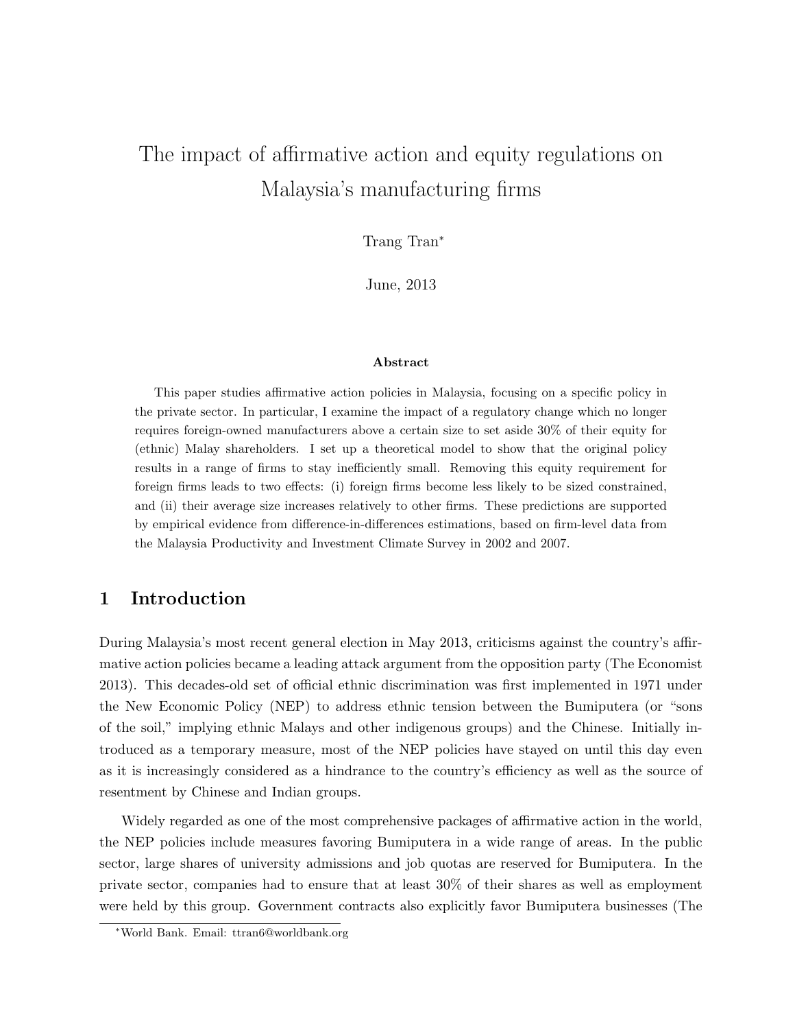# The impact of affirmative action and equity regulations on Malaysia's manufacturing firms

Trang Tran*

June, 2013

### Abstract

This paper studies affirmative action policies in Malaysia, focusing on a specific policy in the private sector. In particular, I examine the impact of a regulatory change which no longer requires foreign-owned manufacturers above a certain size to set aside 30% of their equity for (ethnic) Malay shareholders. I set up a theoretical model to show that the original policy results in a range of firms to stay inefficiently small. Removing this equity requirement for foreign firms leads to two effects: (i) foreign firms become less likely to be sized constrained, and (ii) their average size increases relatively to other firms. These predictions are supported by empirical evidence from difference-in-differences estimations, based on firm-level data from the Malaysia Productivity and Investment Climate Survey in 2002 and 2007.

## 1 Introduction

During Malaysia's most recent general election in May 2013, criticisms against the country's affirmative action policies became a leading attack argument from the opposition party (The Economist 2013). This decades-old set of official ethnic discrimination was first implemented in 1971 under the New Economic Policy (NEP) to address ethnic tension between the Bumiputera (or "sons of the soil," implying ethnic Malays and other indigenous groups) and the Chinese. Initially introduced as a temporary measure, most of the NEP policies have stayed on until this day even as it is increasingly considered as a hindrance to the country's efficiency as well as the source of resentment by Chinese and Indian groups.

Widely regarded as one of the most comprehensive packages of affirmative action in the world, the NEP policies include measures favoring Bumiputera in a wide range of areas. In the public sector, large shares of university admissions and job quotas are reserved for Bumiputera. In the private sector, companies had to ensure that at least 30% of their shares as well as employment were held by this group. Government contracts also explicitly favor Bumiputera businesses (The

*World Bank. Email: ttran6@worldbank.org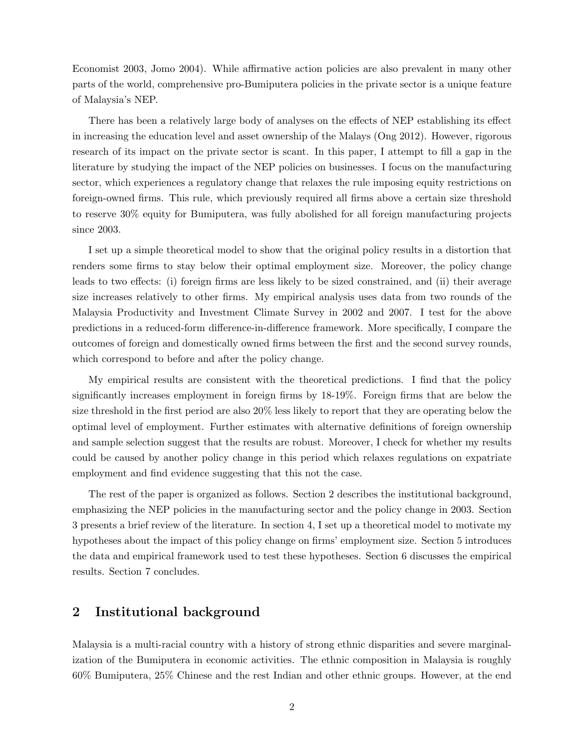Economist 2003, Jomo 2004). While affirmative action policies are also prevalent in many other parts of the world, comprehensive pro-Bumiputera policies in the private sector is a unique feature of Malaysia's NEP.

There has been a relatively large body of analyses on the effects of NEP establishing its effect in increasing the education level and asset ownership of the Malays (Ong 2012). However, rigorous research of its impact on the private sector is scant. In this paper, I attempt to fill a gap in the literature by studying the impact of the NEP policies on businesses. I focus on the manufacturing sector, which experiences a regulatory change that relaxes the rule imposing equity restrictions on foreign-owned firms. This rule, which previously required all firms above a certain size threshold to reserve 30% equity for Bumiputera, was fully abolished for all foreign manufacturing projects since 2003.

I set up a simple theoretical model to show that the original policy results in a distortion that renders some firms to stay below their optimal employment size. Moreover, the policy change leads to two effects: (i) foreign firms are less likely to be sized constrained, and (ii) their average size increases relatively to other firms. My empirical analysis uses data from two rounds of the Malaysia Productivity and Investment Climate Survey in 2002 and 2007. I test for the above predictions in a reduced-form difference-in-difference framework. More specifically, I compare the outcomes of foreign and domestically owned firms between the first and the second survey rounds, which correspond to before and after the policy change.

My empirical results are consistent with the theoretical predictions. I find that the policy significantly increases employment in foreign firms by 18-19%. Foreign firms that are below the size threshold in the first period are also 20% less likely to report that they are operating below the optimal level of employment. Further estimates with alternative definitions of foreign ownership and sample selection suggest that the results are robust. Moreover, I check for whether my results could be caused by another policy change in this period which relaxes regulations on expatriate employment and find evidence suggesting that this not the case.

The rest of the paper is organized as follows. Section 2 describes the institutional background, emphasizing the NEP policies in the manufacturing sector and the policy change in 2003. Section 3 presents a brief review of the literature. In section 4, I set up a theoretical model to motivate my hypotheses about the impact of this policy change on firms' employment size. Section 5 introduces the data and empirical framework used to test these hypotheses. Section 6 discusses the empirical results. Section 7 concludes.

## 2 Institutional background

Malaysia is a multi-racial country with a history of strong ethnic disparities and severe marginalization of the Bumiputera in economic activities. The ethnic composition in Malaysia is roughly 60% Bumiputera, 25% Chinese and the rest Indian and other ethnic groups. However, at the end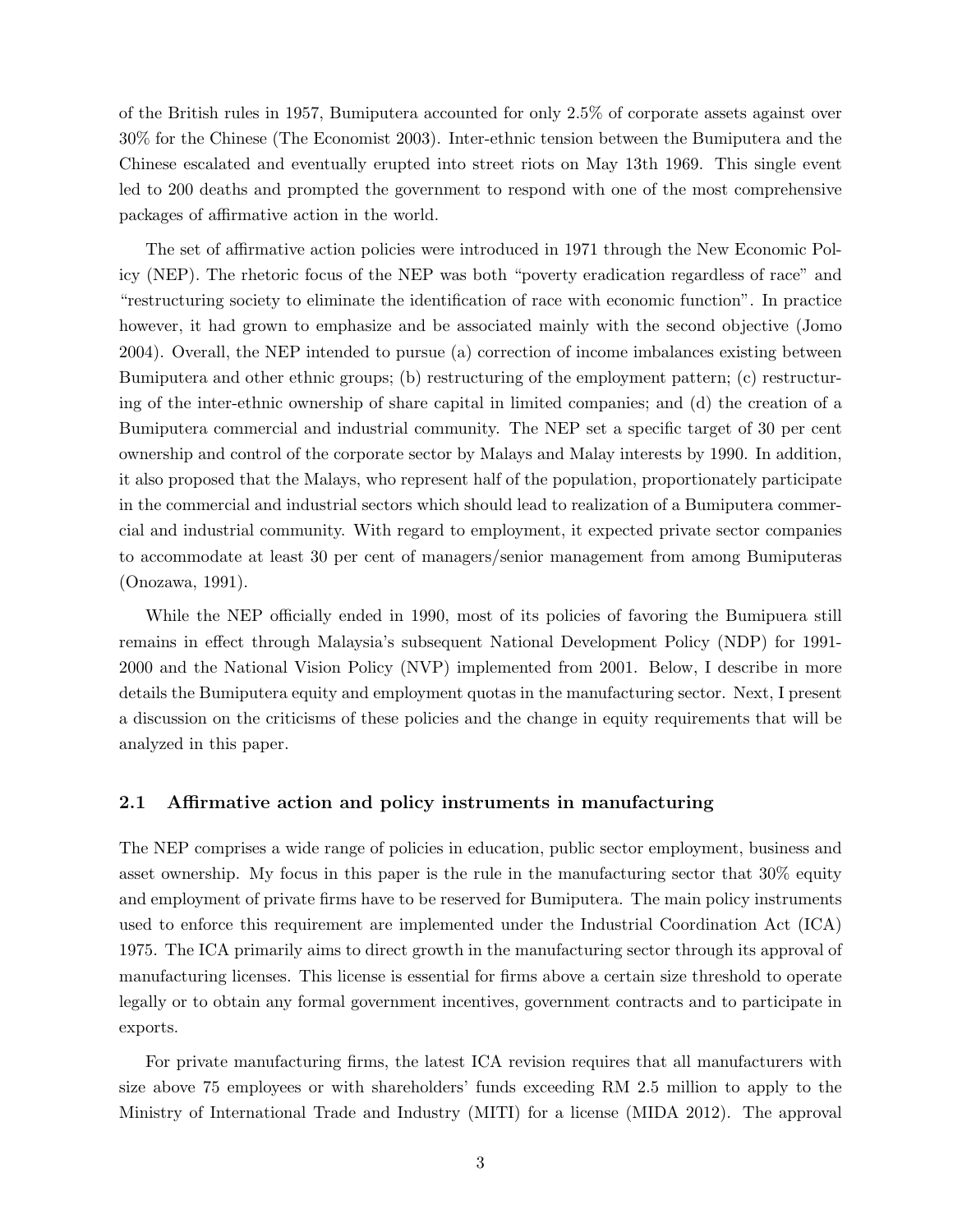of the British rules in 1957, Bumiputera accounted for only 2.5% of corporate assets against over 30% for the Chinese (The Economist 2003). Inter-ethnic tension between the Bumiputera and the Chinese escalated and eventually erupted into street riots on May 13th 1969. This single event led to 200 deaths and prompted the government to respond with one of the most comprehensive packages of affirmative action in the world.

The set of affirmative action policies were introduced in 1971 through the New Economic Policy (NEP). The rhetoric focus of the NEP was both "poverty eradication regardless of race" and "restructuring society to eliminate the identification of race with economic function". In practice however, it had grown to emphasize and be associated mainly with the second objective (Jomo 2004). Overall, the NEP intended to pursue (a) correction of income imbalances existing between Bumiputera and other ethnic groups; (b) restructuring of the employment pattern; (c) restructuring of the inter-ethnic ownership of share capital in limited companies; and (d) the creation of a Bumiputera commercial and industrial community. The NEP set a specific target of 30 per cent ownership and control of the corporate sector by Malays and Malay interests by 1990. In addition, it also proposed that the Malays, who represent half of the population, proportionately participate in the commercial and industrial sectors which should lead to realization of a Bumiputera commercial and industrial community. With regard to employment, it expected private sector companies to accommodate at least 30 per cent of managers/senior management from among Bumiputeras (Onozawa, 1991).

While the NEP officially ended in 1990, most of its policies of favoring the Bumipuera still remains in effect through Malaysia's subsequent National Development Policy (NDP) for 1991-2000 and the National Vision Policy (NVP) implemented from 2001. Below, I describe in more details the Bumiputera equity and employment quotas in the manufacturing sector. Next, I present a discussion on the criticisms of these policies and the change in equity requirements that will be analyzed in this paper.

## 2.1 Affirmative action and policy instruments in manufacturing

The NEP comprises a wide range of policies in education, public sector employment, business and asset ownership. My focus in this paper is the rule in the manufacturing sector that 30% equity and employment of private firms have to be reserved for Bumiputera. The main policy instruments used to enforce this requirement are implemented under the Industrial Coordination Act (ICA) 1975. The ICA primarily aims to direct growth in the manufacturing sector through its approval of manufacturing licenses. This license is essential for firms above a certain size threshold to operate legally or to obtain any formal government incentives, government contracts and to participate in exports.

For private manufacturing firms, the latest ICA revision requires that all manufacturers with size above 75 employees or with shareholders' funds exceeding RM 2.5 million to apply to the Ministry of International Trade and Industry (MITI) for a license (MIDA 2012). The approval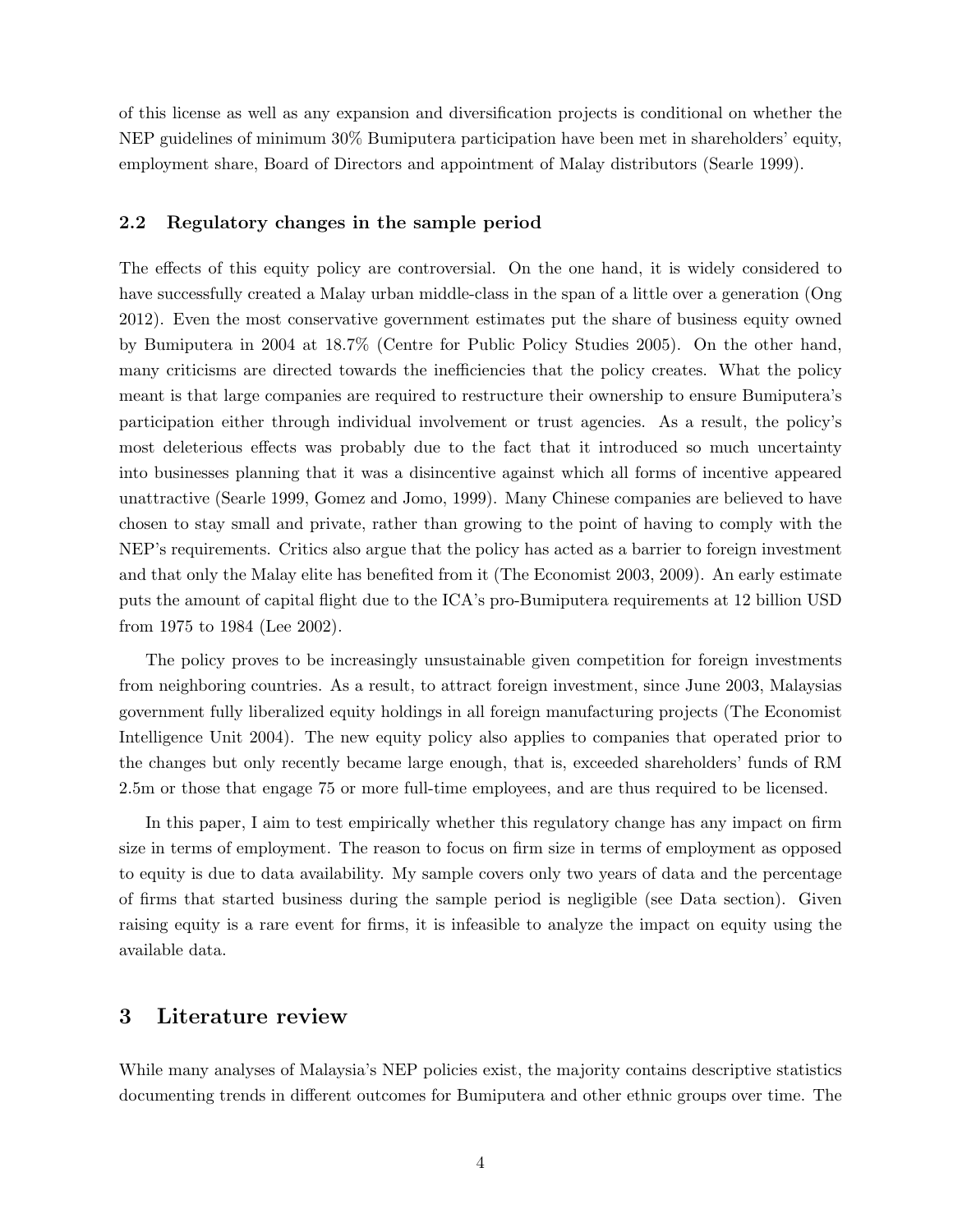of this license as well as any expansion and diversification projects is conditional on whether the NEP guidelines of minimum 30% Bumiputera participation have been met in shareholders' equity, employment share, Board of Directors and appointment of Malay distributors (Searle 1999).

### 2.2 Regulatory changes in the sample period

The effects of this equity policy are controversial. On the one hand, it is widely considered to have successfully created a Malay urban middle-class in the span of a little over a generation (Ong 2012). Even the most conservative government estimates put the share of business equity owned by Bumiputera in 2004 at 18.7% (Centre for Public Policy Studies 2005). On the other hand, many criticisms are directed towards the inefficiencies that the policy creates. What the policy meant is that large companies are required to restructure their ownership to ensure Bumiputera's participation either through individual involvement or trust agencies. As a result, the policy's most deleterious effects was probably due to the fact that it introduced so much uncertainty into businesses planning that it was a disincentive against which all forms of incentive appeared unattractive (Searle 1999, Gomez and Jomo, 1999). Many Chinese companies are believed to have chosen to stay small and private, rather than growing to the point of having to comply with the NEP's requirements. Critics also argue that the policy has acted as a barrier to foreign investment and that only the Malay elite has benefited from it (The Economist 2003, 2009). An early estimate puts the amount of capital flight due to the ICA's pro-Bumiputera requirements at 12 billion USD from 1975 to 1984 (Lee 2002).

The policy proves to be increasingly unsustainable given competition for foreign investments from neighboring countries. As a result, to attract foreign investment, since June 2003, Malaysias government fully liberalized equity holdings in all foreign manufacturing projects (The Economist Intelligence Unit 2004). The new equity policy also applies to companies that operated prior to the changes but only recently became large enough, that is, exceeded shareholders' funds of RM 2.5m or those that engage 75 or more full-time employees, and are thus required to be licensed.

In this paper, I aim to test empirically whether this regulatory change has any impact on firm size in terms of employment. The reason to focus on firm size in terms of employment as opposed to equity is due to data availability. My sample covers only two years of data and the percentage of firms that started business during the sample period is negligible (see Data section). Given raising equity is a rare event for firms, it is infeasible to analyze the impact on equity using the available data.

## 3 Literature review

While many analyses of Malaysia's NEP policies exist, the majority contains descriptive statistics documenting trends in different outcomes for Bumiputera and other ethnic groups over time. The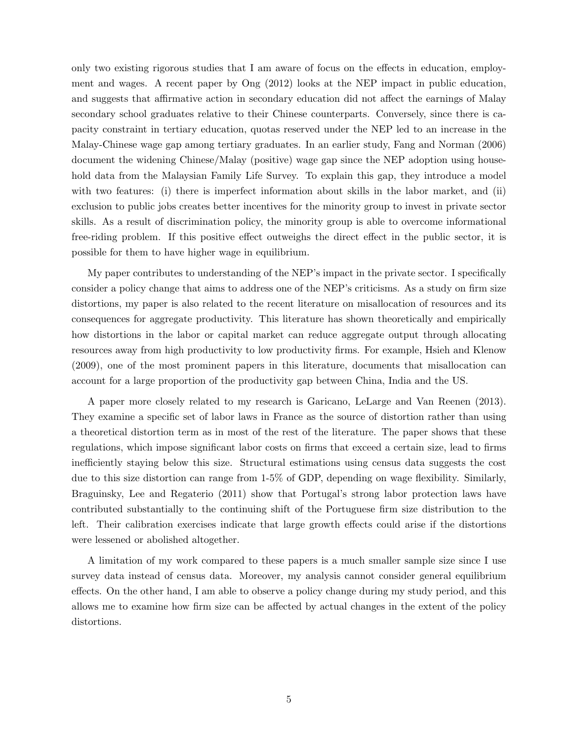only two existing rigorous studies that I am aware of focus on the effects in education, employment and wages. A recent paper by Ong (2012) looks at the NEP impact in public education, and suggests that affirmative action in secondary education did not affect the earnings of Malay secondary school graduates relative to their Chinese counterparts. Conversely, since there is capacity constraint in tertiary education, quotas reserved under the NEP led to an increase in the Malay-Chinese wage gap among tertiary graduates. In an earlier study, Fang and Norman (2006) document the widening Chinese/Malay (positive) wage gap since the NEP adoption using household data from the Malaysian Family Life Survey. To explain this gap, they introduce a model with two features: (i) there is imperfect information about skills in the labor market, and (ii) exclusion to public jobs creates better incentives for the minority group to invest in private sector skills. As a result of discrimination policy, the minority group is able to overcome informational free-riding problem. If this positive effect outweighs the direct effect in the public sector, it is possible for them to have higher wage in equilibrium.

My paper contributes to understanding of the NEP's impact in the private sector. I specifically consider a policy change that aims to address one of the NEP's criticisms. As a study on firm size distortions, my paper is also related to the recent literature on misallocation of resources and its consequences for aggregate productivity. This literature has shown theoretically and empirically how distortions in the labor or capital market can reduce aggregate output through allocating resources away from high productivity to low productivity firms. For example, Hsieh and Klenow (2009), one of the most prominent papers in this literature, documents that misallocation can account for a large proportion of the productivity gap between China, India and the US.

A paper more closely related to my research is Garicano, LeLarge and Van Reenen (2013). They examine a specific set of labor laws in France as the source of distortion rather than using a theoretical distortion term as in most of the rest of the literature. The paper shows that these regulations, which impose significant labor costs on firms that exceed a certain size, lead to firms inefficiently staying below this size. Structural estimations using census data suggests the cost due to this size distortion can range from 1-5% of GDP, depending on wage flexibility. Similarly, Braguinsky, Lee and Regaterio (2011) show that Portugal's strong labor protection laws have contributed substantially to the continuing shift of the Portuguese firm size distribution to the left. Their calibration exercises indicate that large growth effects could arise if the distortions were lessened or abolished altogether.

A limitation of my work compared to these papers is a much smaller sample size since I use survey data instead of census data. Moreover, my analysis cannot consider general equilibrium effects. On the other hand, I am able to observe a policy change during my study period, and this allows me to examine how firm size can be affected by actual changes in the extent of the policy distortions.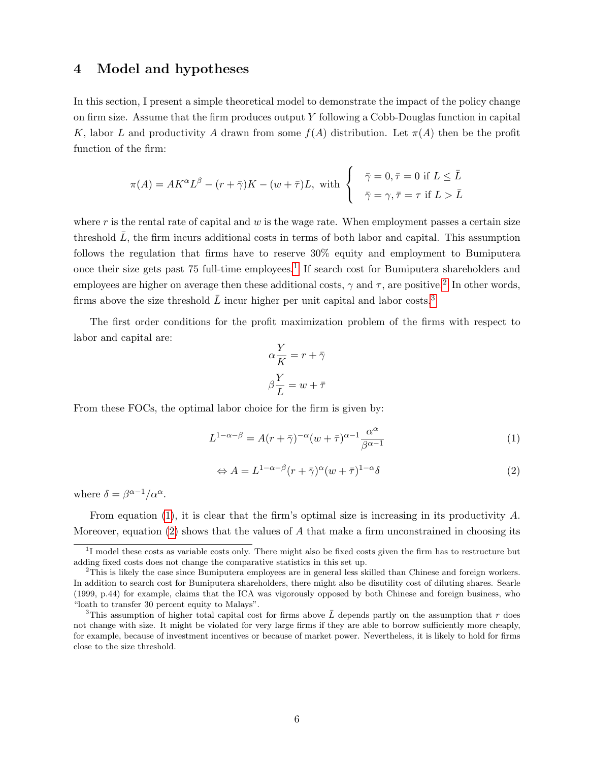## 4 Model and hypotheses

In this section, I present a simple theoretical model to demonstrate the impact of the policy change on firm size. Assume that the firm produces output $Y$ following a Cobb-Douglas function in capital $K$, labor $L$ and productivity $A$ drawn from some $f(A)$ distribution. Let $\pi(A)$ then be the profit function of the firm:

$$\pi(A) = AK^{\alpha}L^{\beta} - (r + \bar{\gamma})K - (w + \bar{\tau})L, \text{ with } \begin{cases} \bar{\gamma} = 0, \bar{\tau} = 0 \text{ if } L \leq \bar{L} \\ \bar{\gamma} = \gamma, \bar{\tau} = \tau \text{ if } L > \bar{L} \end{cases}$$

where $r$ is the rental rate of capital and $w$ is the wage rate. When employment passes a certain size threshold $\bar{L}$, the firm incurs additional costs in terms of both labor and capital. This assumption follows the regulation that firms have to reserve 30% equity and employment to Bumiputera once their size gets past 75 full-time employees.[1] If search cost for Bumiputera shareholders and employees are higher on average then these additional costs, $\gamma$ and $\tau$, are positive.[2] In other words, firms above the size threshold $\bar{L}$ incur higher per unit capital and labor costs.[3]

The first order conditions for the profit maximization problem of the firms with respect to labor and capital are:

$$\alpha \frac{Y}{K} = r + \bar{\gamma}$$

$$\beta \frac{Y}{L} = w + \bar{\tau}$$

From these FOCs, the optimal labor choice for the firm is given by:

$$L^{1-\alpha-\beta} = A(r + \bar{\gamma})^{-\alpha}(w + \bar{\tau})^{\alpha-1}\frac{\alpha^{\alpha}}{\beta^{\alpha-1}} \tag{1}$$

$$\Leftrightarrow A = L^{1-\alpha-\beta}(r + \bar{\gamma})^{\alpha}(w + \bar{\tau})^{1-\alpha}\delta \tag{2}$$

where $\delta = \beta^{\alpha-1}/\alpha^{\alpha}$.

From equation (1), it is clear that the firm's optimal size is increasing in its productivity $A$. Moreover, equation (2) shows that the values of $A$ that make a firm unconstrained in choosing its

[1] I model these costs as variable costs only. There might also be fixed costs given the firm has to restructure but adding fixed costs does not change the comparative statistics in this set up.

[2] This is likely the case since Bumiputera employees are in general less skilled than Chinese and foreign workers. In addition to search cost for Bumiputera shareholders, there might also be disutility cost of diluting shares. Searle (1999, p.44) for example, claims that the ICA was vigorously opposed by both Chinese and foreign business, who "loath to transfer 30 percent equity to Malays".

[3] This assumption of higher total capital cost for firms above $\bar{L}$ depends partly on the assumption that $r$ does not change with size. It might be violated for very large firms if they are able to borrow sufficiently more cheaply, for example, because of investment incentives or because of market power. Nevertheless, it is likely to hold for firms close to the size threshold.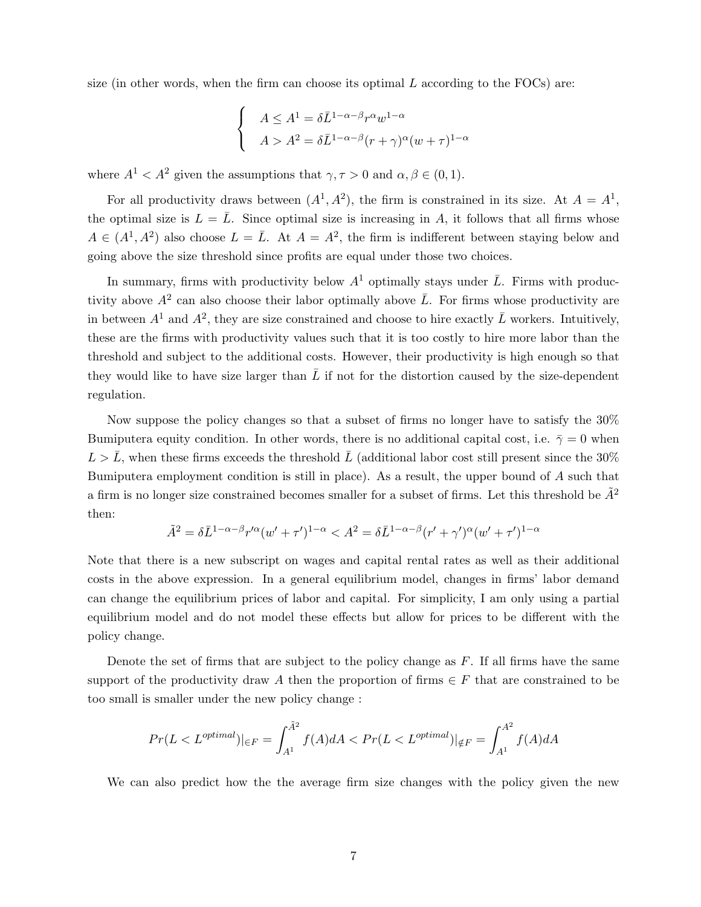size (in other words, when the firm can choose its optimal $L$ according to the FOCs) are:

$$\begin{cases} A \leq A^1 = \delta \bar{L}^{1-\alpha-\beta} r^\alpha w^{1-\alpha} \\ A > A^2 = \delta \bar{L}^{1-\alpha-\beta} (r+\gamma)^\alpha (w+\tau)^{1-\alpha} \end{cases}$$

where $A^1 < A^2$ given the assumptions that $\gamma, \tau > 0$ and $\alpha, \beta \in (0,1)$.

For all productivity draws between $(A^1, A^2)$, the firm is constrained in its size. At $A = A^1$, the optimal size is $L = \bar{L}$. Since optimal size is increasing in $A$, it follows that all firms whose $A \in (A^1, A^2)$ also choose $L = \bar{L}$. At $A = A^2$, the firm is indifferent between staying below and going above the size threshold since profits are equal under those two choices.

In summary, firms with productivity below $A^1$ optimally stays under $\bar{L}$. Firms with productivity above $A^2$ can also choose their labor optimally above $\bar{L}$. For firms whose productivity are in between $A^1$ and $A^2$, they are size constrained and choose to hire exactly $\bar{L}$ workers. Intuitively, these are the firms with productivity values such that it is too costly to hire more labor than the threshold and subject to the additional costs. However, their productivity is high enough so that they would like to have size larger than $\bar{L}$ if not for the distortion caused by the size-dependent regulation.

Now suppose the policy changes so that a subset of firms no longer have to satisfy the 30% Bumiputera equity condition. In other words, there is no additional capital cost, i.e. $\bar{\gamma} = 0$ when $L > \bar{L}$, when these firms exceeds the threshold $\bar{L}$ (additional labor cost still present since the 30% Bumiputera employment condition is still in place). As a result, the upper bound of $A$ such that a firm is no longer size constrained becomes smaller for a subset of firms. Let this threshold be $\tilde{A}^2$ then:

$$\tilde{A}^2 = \delta \bar{L}^{1-\alpha-\beta} r'^\alpha (w' + \tau')^{1-\alpha} < A^2 = \delta \bar{L}^{1-\alpha-\beta} (r' + \gamma')^\alpha (w' + \tau')^{1-\alpha}$$

Note that there is a new subscript on wages and capital rental rates as well as their additional costs in the above expression. In a general equilibrium model, changes in firms' labor demand can change the equilibrium prices of labor and capital. For simplicity, I am only using a partial equilibrium model and do not model these effects but allow for prices to be different with the policy change.

Denote the set of firms that are subject to the policy change as $F$. If all firms have the same support of the productivity draw $A$ then the proportion of firms $\in F$ that are constrained to be too small is smaller under the new policy change :

$$Pr(L < L^{optimal})|_{\in F} = \int_{A^1}^{\tilde{A}^2} f(A)dA < Pr(L < L^{optimal})|_{\notin F} = \int_{A^1}^{A^2} f(A)dA$$

We can also predict how the the average firm size changes with the policy given the new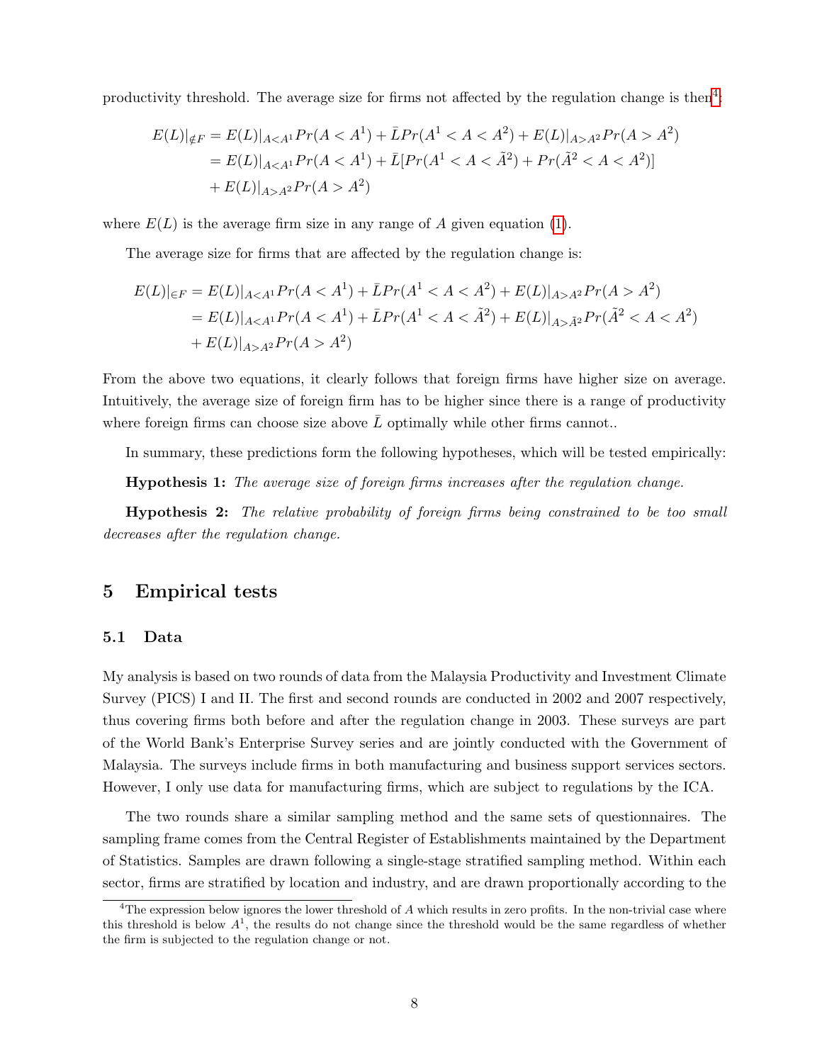productivity threshold. The average size for firms not affected by the regulation change is then[4]:

$$
\begin{aligned}
E(L)|_{\notin F} &= E(L)|_{A<A^1} Pr(A < A^1) + \bar{L} Pr(A^1 < A < A^2) + E(L)|_{A>A^2} Pr(A > A^2) \\
&= E(L)|_{A<A^1} Pr(A < A^1) + \bar{L}[Pr(A^1 < A < \tilde{A}^2) + Pr(\tilde{A}^2 < A < A^2)] \\
&+ E(L)|_{A>A^2} Pr(A > A^2)
\end{aligned}
$$

where $E(L)$ is the average firm size in any range of $A$ given equation (1).

The average size for firms that are affected by the regulation change is:

$$
\begin{aligned}
E(L)|_{\in F} &= E(L)|_{A<A^1} Pr(A < A^1) + \bar{L} Pr(A^1 < A < A^2) + E(L)|_{A>A^2} Pr(A > A^2) \\
&= E(L)|_{A<A^1} Pr(A < A^1) + \bar{L} Pr(A^1 < A < \tilde{A}^2) + E(L)|_{A>\tilde{A}^2} Pr(\tilde{A}^2 < A < A^2) \\
&+ E(L)|_{A>A^2} Pr(A > A^2)
\end{aligned}
$$

From the above two equations, it clearly follows that foreign firms have higher size on average. Intuitively, the average size of foreign firm has to be higher since there is a range of productivity where foreign firms can choose size above $\bar{L}$ optimally while other firms cannot..

In summary, these predictions form the following hypotheses, which will be tested empirically:

**Hypothesis 1:** *The average size of foreign firms increases after the regulation change.*

**Hypothesis 2:** *The relative probability of foreign firms being constrained to be too small decreases after the regulation change.*

## 5 Empirical tests

### 5.1 Data

My analysis is based on two rounds of data from the Malaysia Productivity and Investment Climate Survey (PICS) I and II. The first and second rounds are conducted in 2002 and 2007 respectively, thus covering firms both before and after the regulation change in 2003. These surveys are part of the World Bank's Enterprise Survey series and are jointly conducted with the Government of Malaysia. The surveys include firms in both manufacturing and business support services sectors. However, I only use data for manufacturing firms, which are subject to regulations by the ICA.

The two rounds share a similar sampling method and the same sets of questionnaires. The sampling frame comes from the Central Register of Establishments maintained by the Department of Statistics. Samples are drawn following a single-stage stratified sampling method. Within each sector, firms are stratified by location and industry, and are drawn proportionally according to the

[4]The expression below ignores the lower threshold of $A$ which results in zero profits. In the non-trivial case where this threshold is below $A^1$, the results do not change since the threshold would be the same regardless of whether the firm is subjected to the regulation change or not.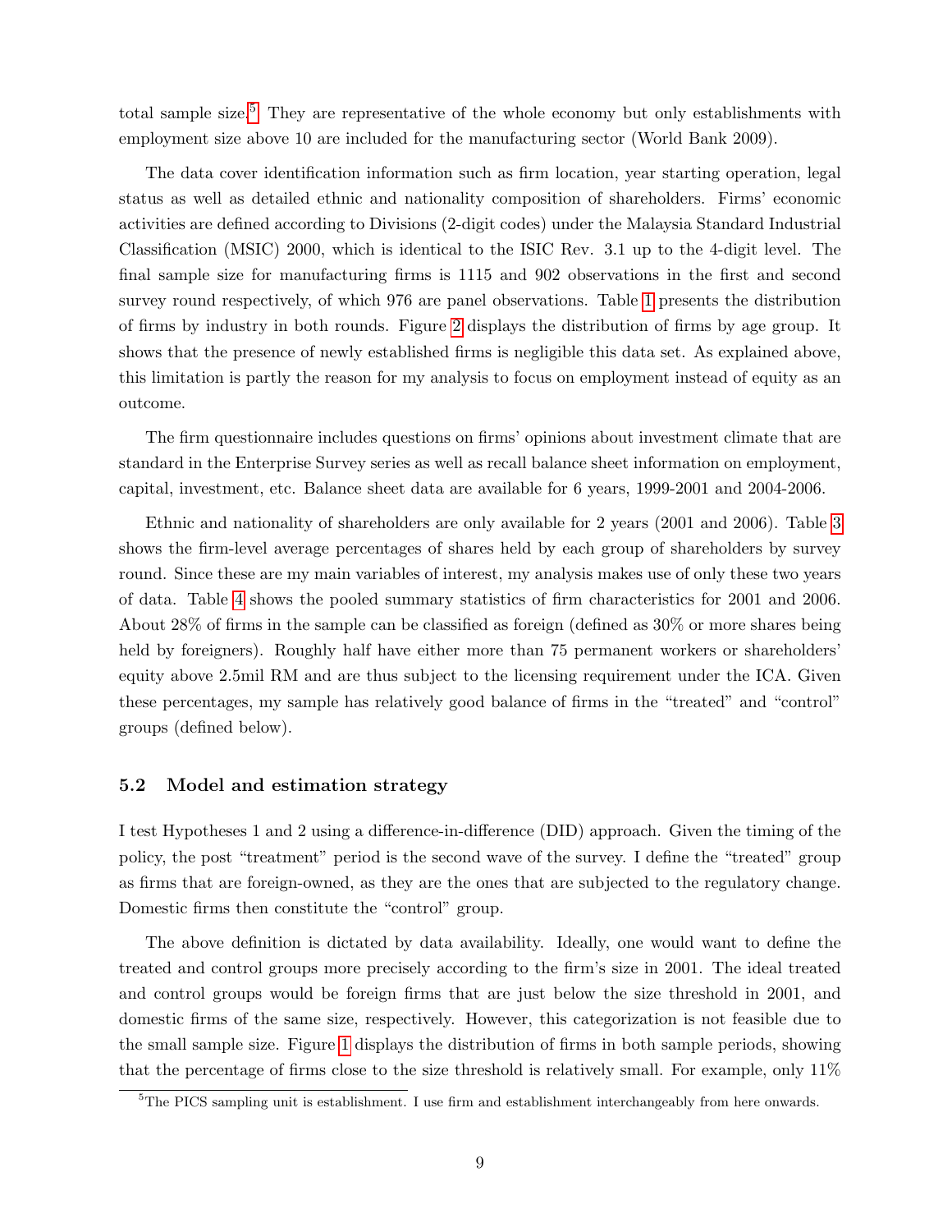total sample size.[5] They are representative of the whole economy but only establishments with employment size above 10 are included for the manufacturing sector (World Bank 2009).

The data cover identification information such as firm location, year starting operation, legal status as well as detailed ethnic and nationality composition of shareholders. Firms' economic activities are defined according to Divisions (2-digit codes) under the Malaysia Standard Industrial Classification (MSIC) 2000, which is identical to the ISIC Rev. 3.1 up to the 4-digit level. The final sample size for manufacturing firms is 1115 and 902 observations in the first and second survey round respectively, of which 976 are panel observations. Table 1 presents the distribution of firms by industry in both rounds. Figure 2 displays the distribution of firms by age group. It shows that the presence of newly established firms is negligible this data set. As explained above, this limitation is partly the reason for my analysis to focus on employment instead of equity as an outcome.

The firm questionnaire includes questions on firms' opinions about investment climate that are standard in the Enterprise Survey series as well as recall balance sheet information on employment, capital, investment, etc. Balance sheet data are available for 6 years, 1999-2001 and 2004-2006.

Ethnic and nationality of shareholders are only available for 2 years (2001 and 2006). Table 3 shows the firm-level average percentages of shares held by each group of shareholders by survey round. Since these are my main variables of interest, my analysis makes use of only these two years of data. Table 4 shows the pooled summary statistics of firm characteristics for 2001 and 2006. About 28% of firms in the sample can be classified as foreign (defined as 30% or more shares being held by foreigners). Roughly half have either more than 75 permanent workers or shareholders' equity above 2.5mil RM and are thus subject to the licensing requirement under the ICA. Given these percentages, my sample has relatively good balance of firms in the "treated" and "control" groups (defined below).

### 5.2 Model and estimation strategy

I test Hypotheses 1 and 2 using a difference-in-difference (DID) approach. Given the timing of the policy, the post "treatment" period is the second wave of the survey. I define the "treated" group as firms that are foreign-owned, as they are the ones that are subjected to the regulatory change. Domestic firms then constitute the "control" group.

The above definition is dictated by data availability. Ideally, one would want to define the treated and control groups more precisely according to the firm's size in 2001. The ideal treated and control groups would be foreign firms that are just below the size threshold in 2001, and domestic firms of the same size, respectively. However, this categorization is not feasible due to the small sample size. Figure 1 displays the distribution of firms in both sample periods, showing that the percentage of firms close to the size threshold is relatively small. For example, only 11%

[5] The PICS sampling unit is establishment. I use firm and establishment interchangeably from here onwards.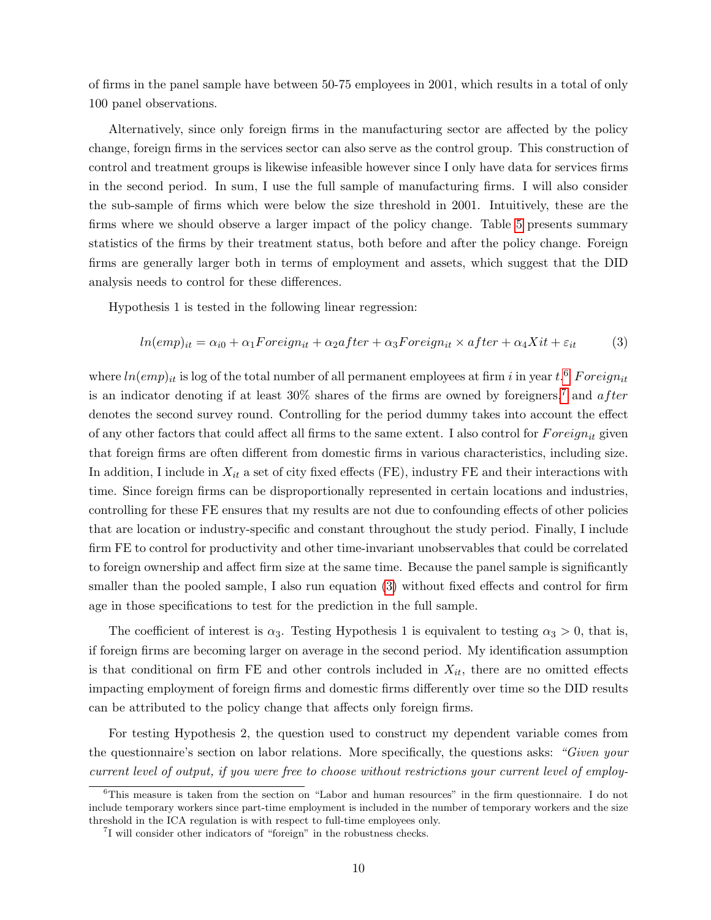of firms in the panel sample have between 50-75 employees in 2001, which results in a total of only 100 panel observations.

Alternatively, since only foreign firms in the manufacturing sector are affected by the policy change, foreign firms in the services sector can also serve as the control group. This construction of control and treatment groups is likewise infeasible however since I only have data for services firms in the second period. In sum, I use the full sample of manufacturing firms. I will also consider the sub-sample of firms which were below the size threshold in 2001. Intuitively, these are the firms where we should observe a larger impact of the policy change. Table 5 presents summary statistics of the firms by their treatment status, both before and after the policy change. Foreign firms are generally larger both in terms of employment and assets, which suggest that the DID analysis needs to control for these differences.

Hypothesis 1 is tested in the following linear regression:

$$ln(emp)_{it} = \alpha_{i0} + \alpha_1 Foreign_{it} + \alpha_2 after + \alpha_3 Foreign_{it} \times after + \alpha_4 Xit + \varepsilon_{it} \qquad (3)$$

where $ln(emp)_{it}$ is log of the total number of all permanent employees at firm $i$ in year $t$.[6] $Foreign_{it}$ is an indicator denoting if at least 30% shares of the firms are owned by foreigners,[7] and $after$ denotes the second survey round. Controlling for the period dummy takes into account the effect of any other factors that could affect all firms to the same extent. I also control for $Foreign_{it}$ given that foreign firms are often different from domestic firms in various characteristics, including size. In addition, I include in $X_{it}$ a set of city fixed effects (FE), industry FE and their interactions with time. Since foreign firms can be disproportionally represented in certain locations and industries, controlling for these FE ensures that my results are not due to confounding effects of other policies that are location or industry-specific and constant throughout the study period. Finally, I include firm FE to control for productivity and other time-invariant unobservables that could be correlated to foreign ownership and affect firm size at the same time. Because the panel sample is significantly smaller than the pooled sample, I also run equation (3) without fixed effects and control for firm age in those specifications to test for the prediction in the full sample.

The coefficient of interest is $\alpha_3$. Testing Hypothesis 1 is equivalent to testing $\alpha_3 > 0$, that is, if foreign firms are becoming larger on average in the second period. My identification assumption is that conditional on firm FE and other controls included in $X_{it}$, there are no omitted effects impacting employment of foreign firms and domestic firms differently over time so the DID results can be attributed to the policy change that affects only foreign firms.

For testing Hypothesis 2, the question used to construct my dependent variable comes from the questionnaire's section on labor relations. More specifically, the questions asks: *"Given your current level of output, if you were free to choose without restrictions your current level of employ-*

[6] This measure is taken from the section on "Labor and human resources" in the firm questionnaire. I do not include temporary workers since part-time employment is included in the number of temporary workers and the size threshold in the ICA regulation is with respect to full-time employees only.

[7] I will consider other indicators of "foreign" in the robustness checks.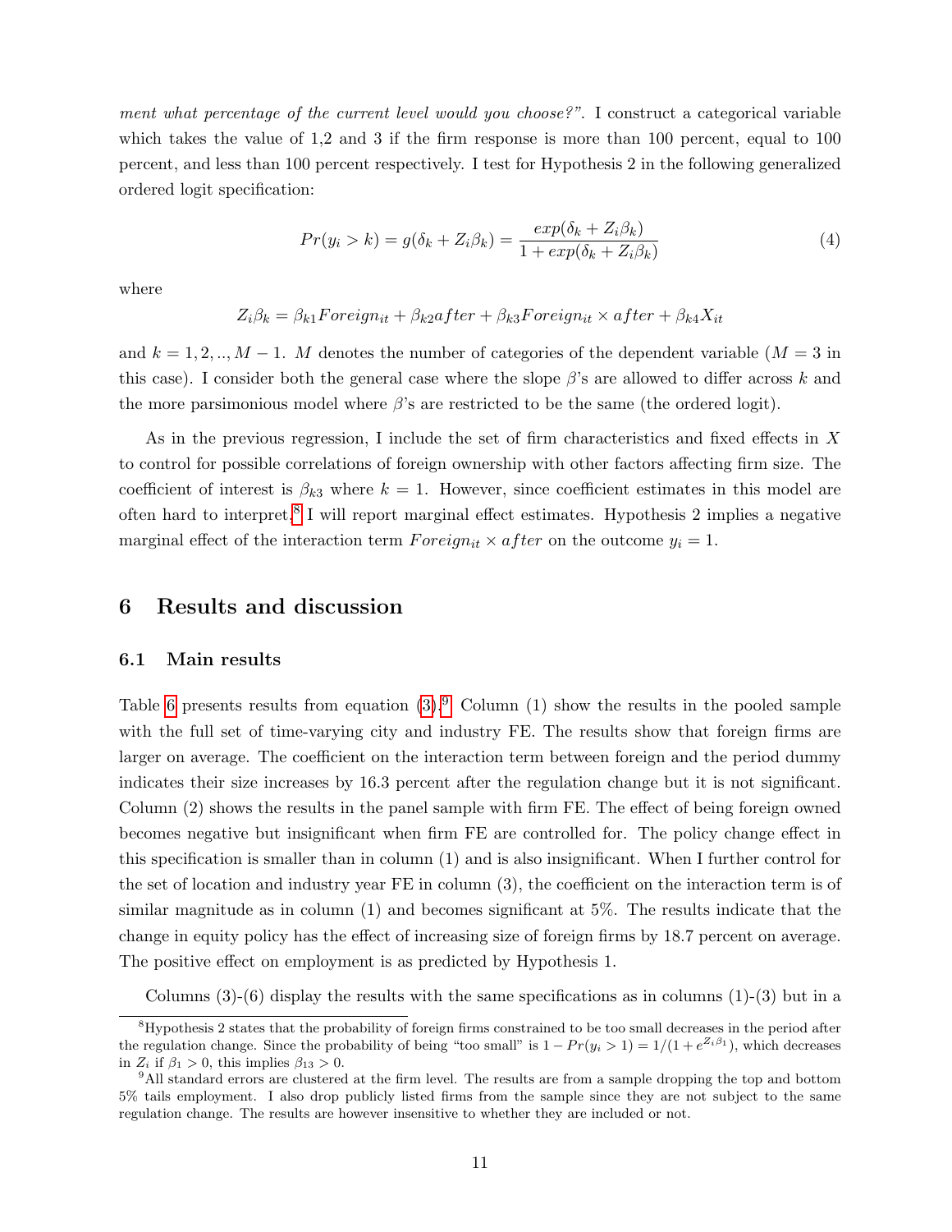*ment what percentage of the current level would you choose?"*. I construct a categorical variable which takes the value of 1,2 and 3 if the firm response is more than 100 percent, equal to 100 percent, and less than 100 percent respectively. I test for Hypothesis 2 in the following generalized ordered logit specification:

$$Pr(y_i > k) = g(\delta_k + Z_i\beta_k) = \frac{exp(\delta_k + Z_i\beta_k)}{1 + exp(\delta_k + Z_i\beta_k)} \tag{4}$$

where

$$Z_i\beta_k = \beta_{k1}Foreign_{it} + \beta_{k2}after + \beta_{k3}Foreign_{it} \times after + \beta_{k4}X_{it}$$

and $k = 1, 2, .., M - 1$. $M$ denotes the number of categories of the dependent variable ($M = 3$ in this case). I consider both the general case where the slope $\beta$'s are allowed to differ across $k$ and the more parsimonious model where $\beta$'s are restricted to be the same (the ordered logit).

As in the previous regression, I include the set of firm characteristics and fixed effects in $X$ to control for possible correlations of foreign ownership with other factors affecting firm size. The coefficient of interest is $\beta_{k3}$ where $k = 1$. However, since coefficient estimates in this model are often hard to interpret,[8] I will report marginal effect estimates. Hypothesis 2 implies a negative marginal effect of the interaction term $Foreign_{it} \times after$ on the outcome $y_i = 1$.

## 6 Results and discussion

### 6.1 Main results

Table 6 presents results from equation (3).[9] Column (1) show the results in the pooled sample with the full set of time-varying city and industry FE. The results show that foreign firms are larger on average. The coefficient on the interaction term between foreign and the period dummy indicates their size increases by 16.3 percent after the regulation change but it is not significant. Column (2) shows the results in the panel sample with firm FE. The effect of being foreign owned becomes negative but insignificant when firm FE are controlled for. The policy change effect in this specification is smaller than in column (1) and is also insignificant. When I further control for the set of location and industry year FE in column (3), the coefficient on the interaction term is of similar magnitude as in column (1) and becomes significant at 5%. The results indicate that the change in equity policy has the effect of increasing size of foreign firms by 18.7 percent on average. The positive effect on employment is as predicted by Hypothesis 1.

Columns (3)-(6) display the results with the same specifications as in columns (1)-(3) but in a

[8] Hypothesis 2 states that the probability of foreign firms constrained to be too small decreases in the period after the regulation change. Since the probability of being "too small" is $1 - Pr(y_i > 1) = 1/(1 + e^{Z_i\beta_1})$, which decreases in $Z_i$ if $\beta_1 > 0$, this implies $\beta_{13} > 0$.

[9] All standard errors are clustered at the firm level. The results are from a sample dropping the top and bottom 5% tails employment. I also drop publicly listed firms from the sample since they are not subject to the same regulation change. The results are however insensitive to whether they are included or not.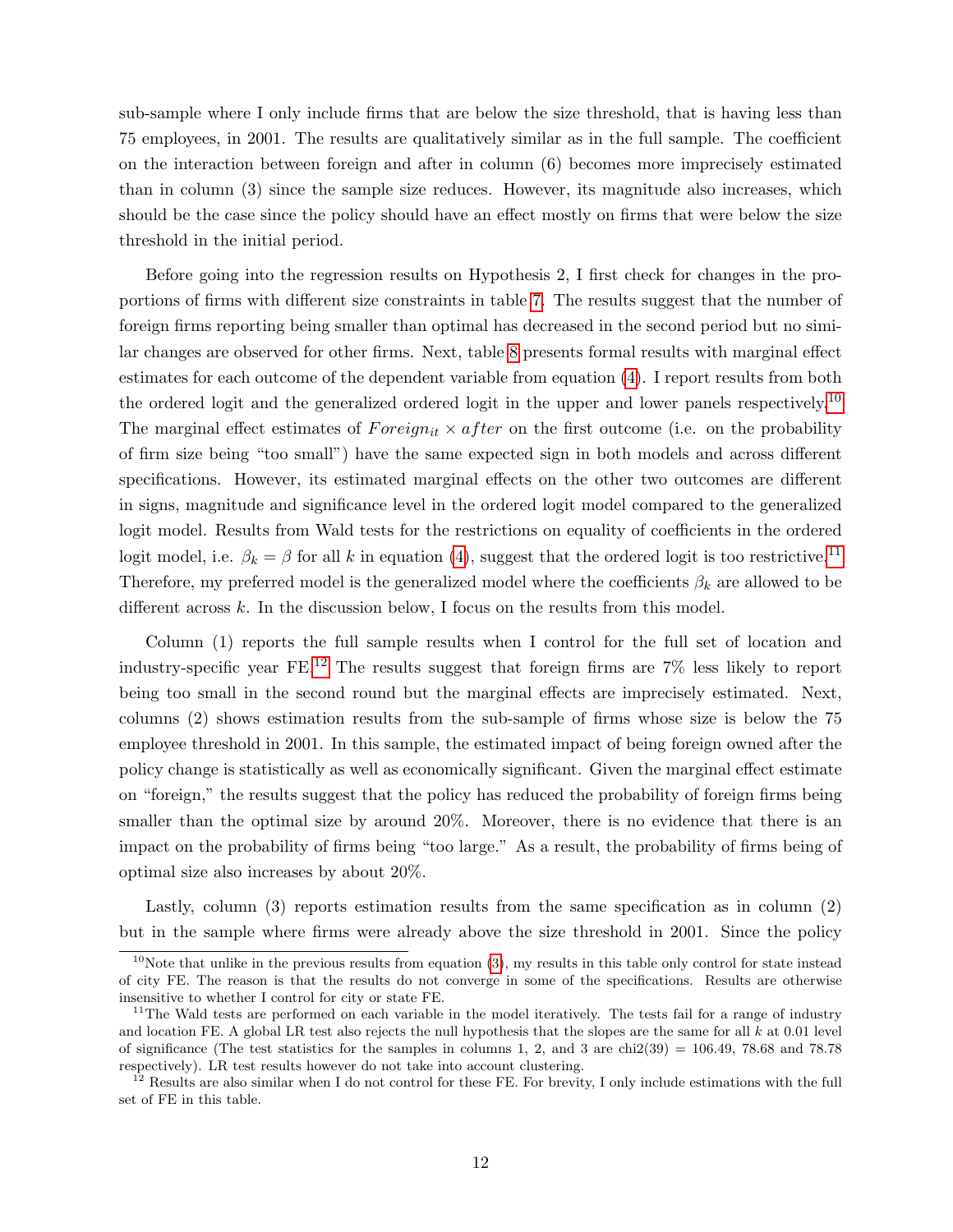sub-sample where I only include firms that are below the size threshold, that is having less than 75 employees, in 2001. The results are qualitatively similar as in the full sample. The coefficient on the interaction between foreign and after in column (6) becomes more imprecisely estimated than in column (3) since the sample size reduces. However, its magnitude also increases, which should be the case since the policy should have an effect mostly on firms that were below the size threshold in the initial period.

Before going into the regression results on Hypothesis 2, I first check for changes in the proportions of firms with different size constraints in table 7. The results suggest that the number of foreign firms reporting being smaller than optimal has decreased in the second period but no similar changes are observed for other firms. Next, table 8 presents formal results with marginal effect estimates for each outcome of the dependent variable from equation (4). I report results from both the ordered logit and the generalized ordered logit in the upper and lower panels respectively.[10] The marginal effect estimates of $Foreign_{it} \times after$ on the first outcome (i.e. on the probability of firm size being "too small") have the same expected sign in both models and across different specifications. However, its estimated marginal effects on the other two outcomes are different in signs, magnitude and significance level in the ordered logit model compared to the generalized logit model. Results from Wald tests for the restrictions on equality of coefficients in the ordered logit model, i.e. $\beta_k = \beta$ for all $k$ in equation (4), suggest that the ordered logit is too restrictive.[11] Therefore, my preferred model is the generalized model where the coefficients $\beta_k$ are allowed to be different across $k$. In the discussion below, I focus on the results from this model.

Column (1) reports the full sample results when I control for the full set of location and industry-specific year FE.[12] The results suggest that foreign firms are 7% less likely to report being too small in the second round but the marginal effects are imprecisely estimated. Next, columns (2) shows estimation results from the sub-sample of firms whose size is below the 75 employee threshold in 2001. In this sample, the estimated impact of being foreign owned after the policy change is statistically as well as economically significant. Given the marginal effect estimate on "foreign," the results suggest that the policy has reduced the probability of foreign firms being smaller than the optimal size by around 20%. Moreover, there is no evidence that there is an impact on the probability of firms being "too large." As a result, the probability of firms being of optimal size also increases by about 20%.

Lastly, column (3) reports estimation results from the same specification as in column (2) but in the sample where firms were already above the size threshold in 2001. Since the policy

[10]Note that unlike in the previous results from equation (3), my results in this table only control for state instead of city FE. The reason is that the results do not converge in some of the specifications. Results are otherwise insensitive to whether I control for city or state FE.

[11]The Wald tests are performed on each variable in the model iteratively. The tests fail for a range of industry and location FE. A global LR test also rejects the null hypothesis that the slopes are the same for all $k$ at 0.01 level of significance (The test statistics for the samples in columns 1, 2, and 3 are chi2(39) = 106.49, 78.68 and 78.78 respectively). LR test results however do not take into account clustering.

[12] Results are also similar when I do not control for these FE. For brevity, I only include estimations with the full set of FE in this table.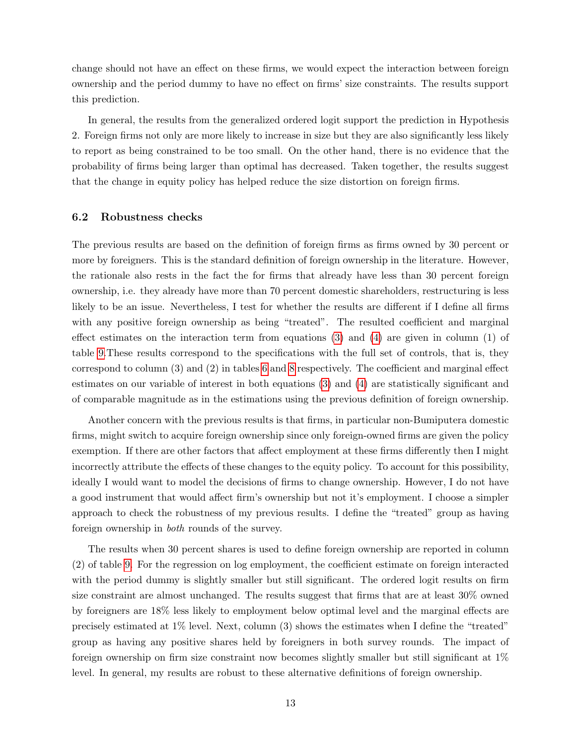change should not have an effect on these firms, we would expect the interaction between foreign ownership and the period dummy to have no effect on firms' size constraints. The results support this prediction.

In general, the results from the generalized ordered logit support the prediction in Hypothesis 2. Foreign firms not only are more likely to increase in size but they are also significantly less likely to report as being constrained to be too small. On the other hand, there is no evidence that the probability of firms being larger than optimal has decreased. Taken together, the results suggest that the change in equity policy has helped reduce the size distortion on foreign firms.

### 6.2 Robustness checks

The previous results are based on the definition of foreign firms as firms owned by 30 percent or more by foreigners. This is the standard definition of foreign ownership in the literature. However, the rationale also rests in the fact the for firms that already have less than 30 percent foreign ownership, i.e. they already have more than 70 percent domestic shareholders, restructuring is less likely to be an issue. Nevertheless, I test for whether the results are different if I define all firms with any positive foreign ownership as being "treated". The resulted coefficient and marginal effect estimates on the interaction term from equations (3) and (4) are given in column (1) of table 9.These results correspond to the specifications with the full set of controls, that is, they correspond to column (3) and (2) in tables 6 and 8 respectively. The coefficient and marginal effect estimates on our variable of interest in both equations (3) and (4) are statistically significant and of comparable magnitude as in the estimations using the previous definition of foreign ownership.

Another concern with the previous results is that firms, in particular non-Bumiputera domestic firms, might switch to acquire foreign ownership since only foreign-owned firms are given the policy exemption. If there are other factors that affect employment at these firms differently then I might incorrectly attribute the effects of these changes to the equity policy. To account for this possibility, ideally I would want to model the decisions of firms to change ownership. However, I do not have a good instrument that would affect firm's ownership but not it's employment. I choose a simpler approach to check the robustness of my previous results. I define the "treated" group as having foreign ownership in *both* rounds of the survey.

The results when 30 percent shares is used to define foreign ownership are reported in column (2) of table 9. For the regression on log employment, the coefficient estimate on foreign interacted with the period dummy is slightly smaller but still significant. The ordered logit results on firm size constraint are almost unchanged. The results suggest that firms that are at least 30% owned by foreigners are 18% less likely to employment below optimal level and the marginal effects are precisely estimated at 1% level. Next, column (3) shows the estimates when I define the "treated" group as having any positive shares held by foreigners in both survey rounds. The impact of foreign ownership on firm size constraint now becomes slightly smaller but still significant at 1% level. In general, my results are robust to these alternative definitions of foreign ownership.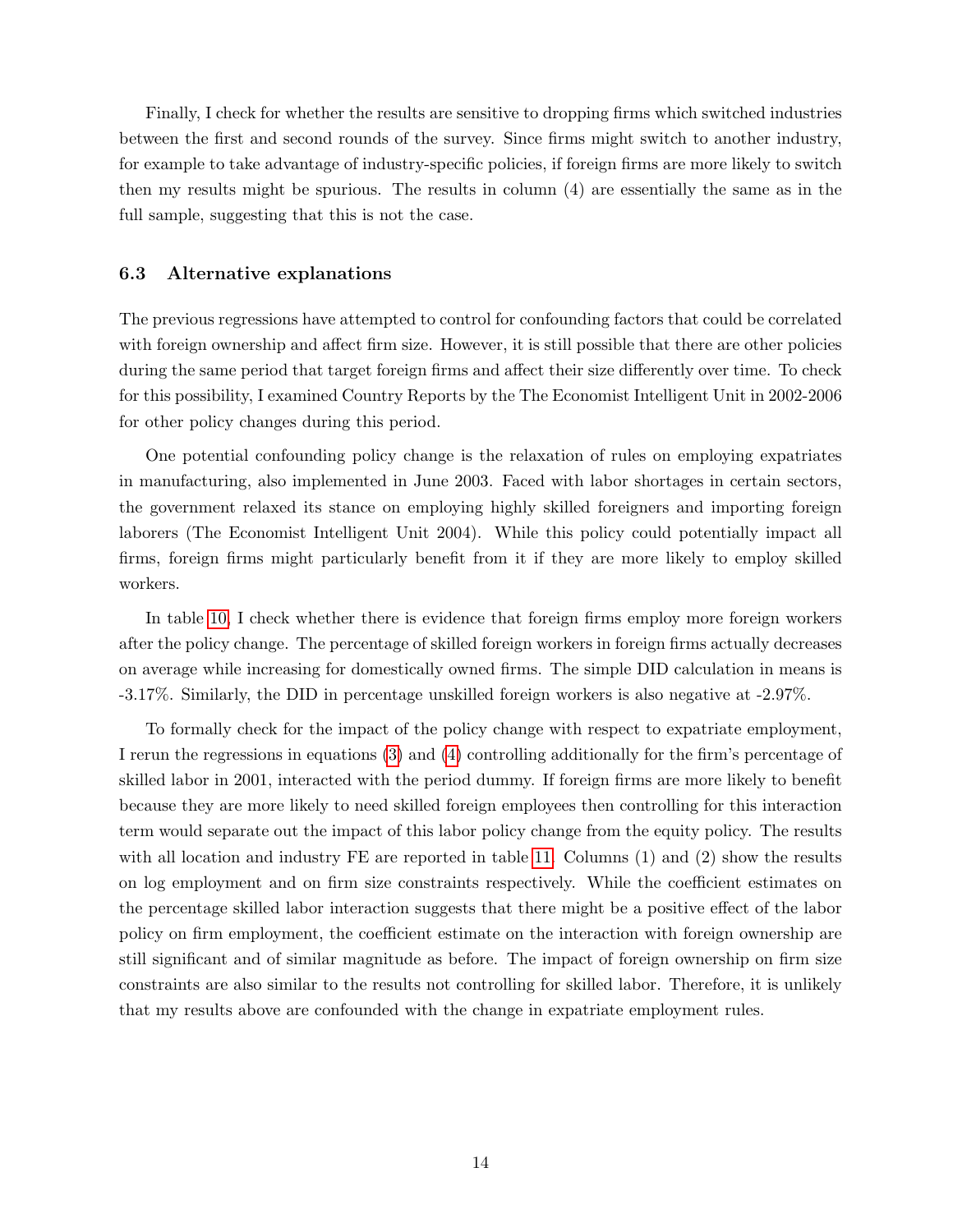Finally, I check for whether the results are sensitive to dropping firms which switched industries between the first and second rounds of the survey. Since firms might switch to another industry, for example to take advantage of industry-specific policies, if foreign firms are more likely to switch then my results might be spurious. The results in column (4) are essentially the same as in the full sample, suggesting that this is not the case.

### 6.3 Alternative explanations

The previous regressions have attempted to control for confounding factors that could be correlated with foreign ownership and affect firm size. However, it is still possible that there are other policies during the same period that target foreign firms and affect their size differently over time. To check for this possibility, I examined Country Reports by the The Economist Intelligent Unit in 2002-2006 for other policy changes during this period.

One potential confounding policy change is the relaxation of rules on employing expatriates in manufacturing, also implemented in June 2003. Faced with labor shortages in certain sectors, the government relaxed its stance on employing highly skilled foreigners and importing foreign laborers (The Economist Intelligent Unit 2004). While this policy could potentially impact all firms, foreign firms might particularly benefit from it if they are more likely to employ skilled workers.

In table 10, I check whether there is evidence that foreign firms employ more foreign workers after the policy change. The percentage of skilled foreign workers in foreign firms actually decreases on average while increasing for domestically owned firms. The simple DID calculation in means is -3.17%. Similarly, the DID in percentage unskilled foreign workers is also negative at -2.97%.

To formally check for the impact of the policy change with respect to expatriate employment, I rerun the regressions in equations (3) and (4) controlling additionally for the firm's percentage of skilled labor in 2001, interacted with the period dummy. If foreign firms are more likely to benefit because they are more likely to need skilled foreign employees then controlling for this interaction term would separate out the impact of this labor policy change from the equity policy. The results with all location and industry FE are reported in table 11. Columns (1) and (2) show the results on log employment and on firm size constraints respectively. While the coefficient estimates on the percentage skilled labor interaction suggests that there might be a positive effect of the labor policy on firm employment, the coefficient estimate on the interaction with foreign ownership are still significant and of similar magnitude as before. The impact of foreign ownership on firm size constraints are also similar to the results not controlling for skilled labor. Therefore, it is unlikely that my results above are confounded with the change in expatriate employment rules.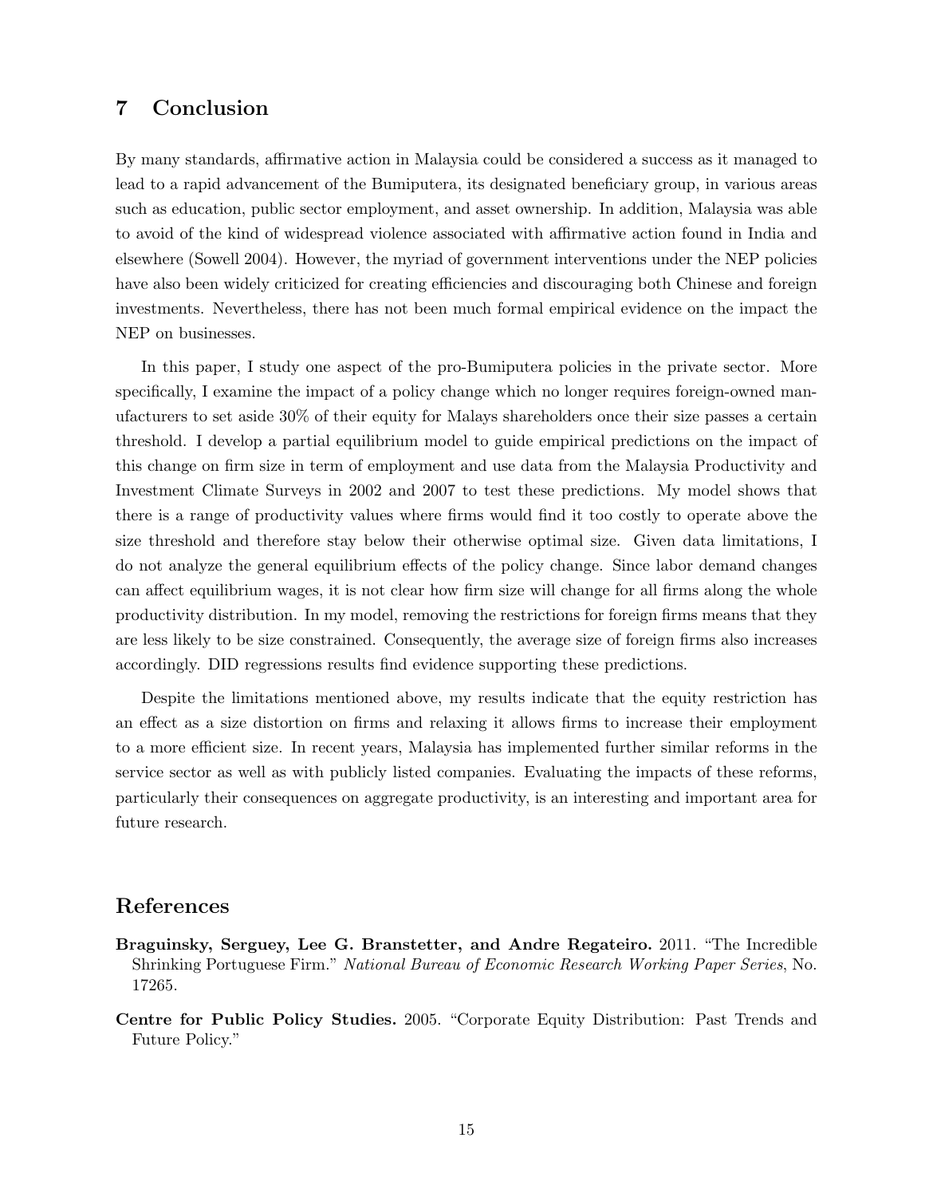## 7 Conclusion

By many standards, affirmative action in Malaysia could be considered a success as it managed to lead to a rapid advancement of the Bumiputera, its designated beneficiary group, in various areas such as education, public sector employment, and asset ownership. In addition, Malaysia was able to avoid of the kind of widespread violence associated with affirmative action found in India and elsewhere (Sowell 2004). However, the myriad of government interventions under the NEP policies have also been widely criticized for creating efficiencies and discouraging both Chinese and foreign investments. Nevertheless, there has not been much formal empirical evidence on the impact the NEP on businesses.

In this paper, I study one aspect of the pro-Bumiputera policies in the private sector. More specifically, I examine the impact of a policy change which no longer requires foreign-owned manufacturers to set aside 30% of their equity for Malays shareholders once their size passes a certain threshold. I develop a partial equilibrium model to guide empirical predictions on the impact of this change on firm size in term of employment and use data from the Malaysia Productivity and Investment Climate Surveys in 2002 and 2007 to test these predictions. My model shows that there is a range of productivity values where firms would find it too costly to operate above the size threshold and therefore stay below their otherwise optimal size. Given data limitations, I do not analyze the general equilibrium effects of the policy change. Since labor demand changes can affect equilibrium wages, it is not clear how firm size will change for all firms along the whole productivity distribution. In my model, removing the restrictions for foreign firms means that they are less likely to be size constrained. Consequently, the average size of foreign firms also increases accordingly. DID regressions results find evidence supporting these predictions.

Despite the limitations mentioned above, my results indicate that the equity restriction has an effect as a size distortion on firms and relaxing it allows firms to increase their employment to a more efficient size. In recent years, Malaysia has implemented further similar reforms in the service sector as well as with publicly listed companies. Evaluating the impacts of these reforms, particularly their consequences on aggregate productivity, is an interesting and important area for future research.

## References

**Braguinsky, Serguey, Lee G. Branstetter, and Andre Regateiro.** 2011. "The Incredible Shrinking Portuguese Firm." *National Bureau of Economic Research Working Paper Series*, No. 17265.

**Centre for Public Policy Studies.** 2005. "Corporate Equity Distribution: Past Trends and Future Policy."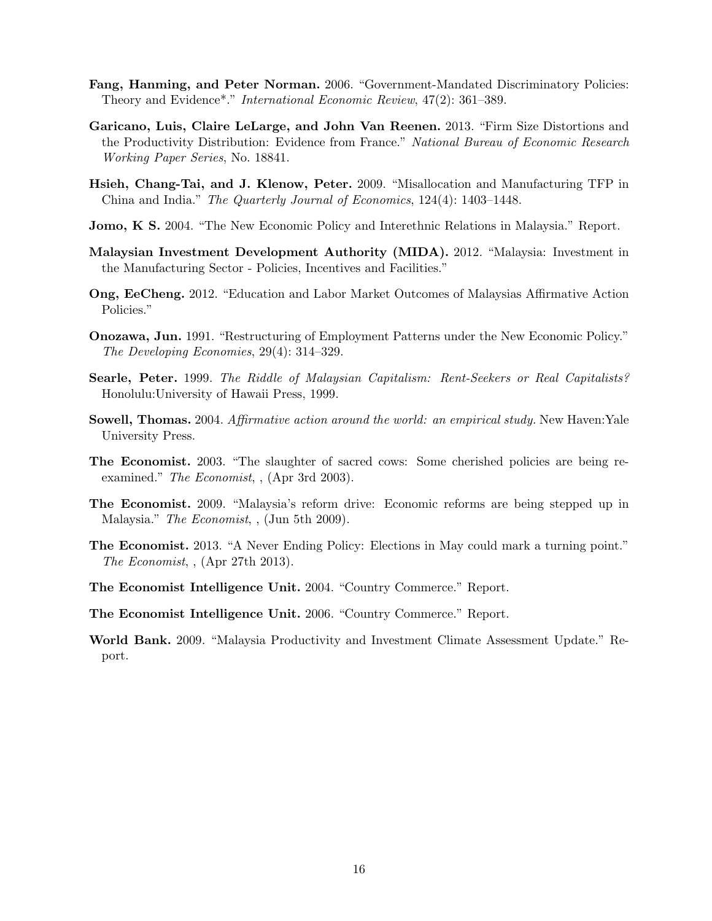**Fang, Hanming, and Peter Norman.** 2006. "Government-Mandated Discriminatory Policies: Theory and Evidence*." *International Economic Review*, 47(2): 361–389.

**Garicano, Luis, Claire LeLarge, and John Van Reenen.** 2013. "Firm Size Distortions and the Productivity Distribution: Evidence from France." *National Bureau of Economic Research Working Paper Series*, No. 18841.

**Hsieh, Chang-Tai, and J. Klenow, Peter.** 2009. "Misallocation and Manufacturing TFP in China and India." *The Quarterly Journal of Economics*, 124(4): 1403–1448.

**Jomo, K S.** 2004. "The New Economic Policy and Interethnic Relations in Malaysia." Report.

**Malaysian Investment Development Authority (MIDA).** 2012. "Malaysia: Investment in the Manufacturing Sector - Policies, Incentives and Facilities."

**Ong, EeCheng.** 2012. "Education and Labor Market Outcomes of Malaysias Affirmative Action Policies."

**Onozawa, Jun.** 1991. "Restructuring of Employment Patterns under the New Economic Policy." *The Developing Economies*, 29(4): 314–329.

**Searle, Peter.** 1999. *The Riddle of Malaysian Capitalism: Rent-Seekers or Real Capitalists?* Honolulu:University of Hawaii Press, 1999.

**Sowell, Thomas.** 2004. *Affirmative action around the world: an empirical study.* New Haven:Yale University Press.

**The Economist.** 2003. "The slaughter of sacred cows: Some cherished policies are being re-examined." *The Economist*, , (Apr 3rd 2003).

**The Economist.** 2009. "Malaysia's reform drive: Economic reforms are being stepped up in Malaysia." *The Economist*, , (Jun 5th 2009).

**The Economist.** 2013. "A Never Ending Policy: Elections in May could mark a turning point." *The Economist*, , (Apr 27th 2013).

**The Economist Intelligence Unit.** 2004. "Country Commerce." Report.

**The Economist Intelligence Unit.** 2006. "Country Commerce." Report.

**World Bank.** 2009. "Malaysia Productivity and Investment Climate Assessment Update." Report.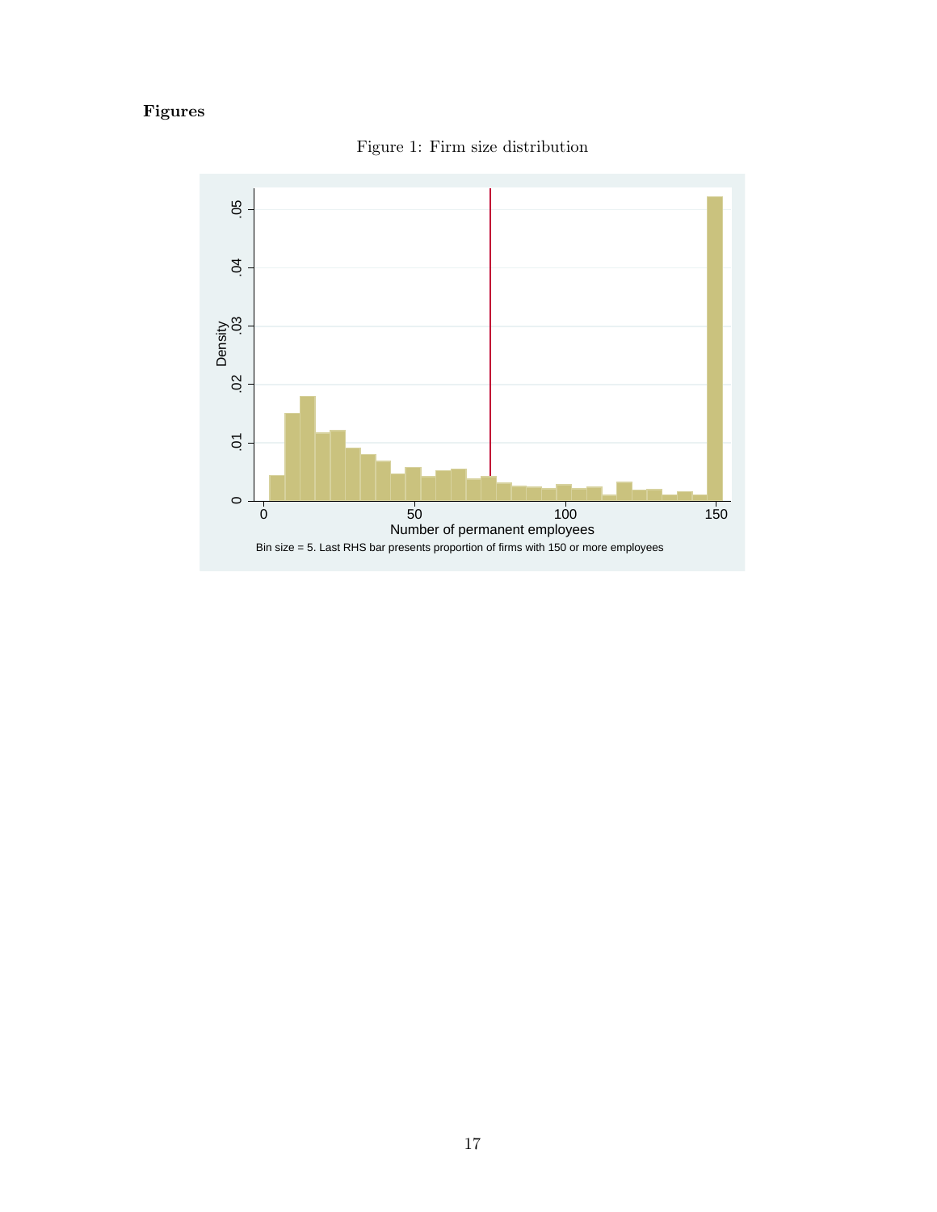**Figures**

Figure 1: Firm size distribution

Bin size = 5. Last RHS bar presents proportion of firms with 150 or more employees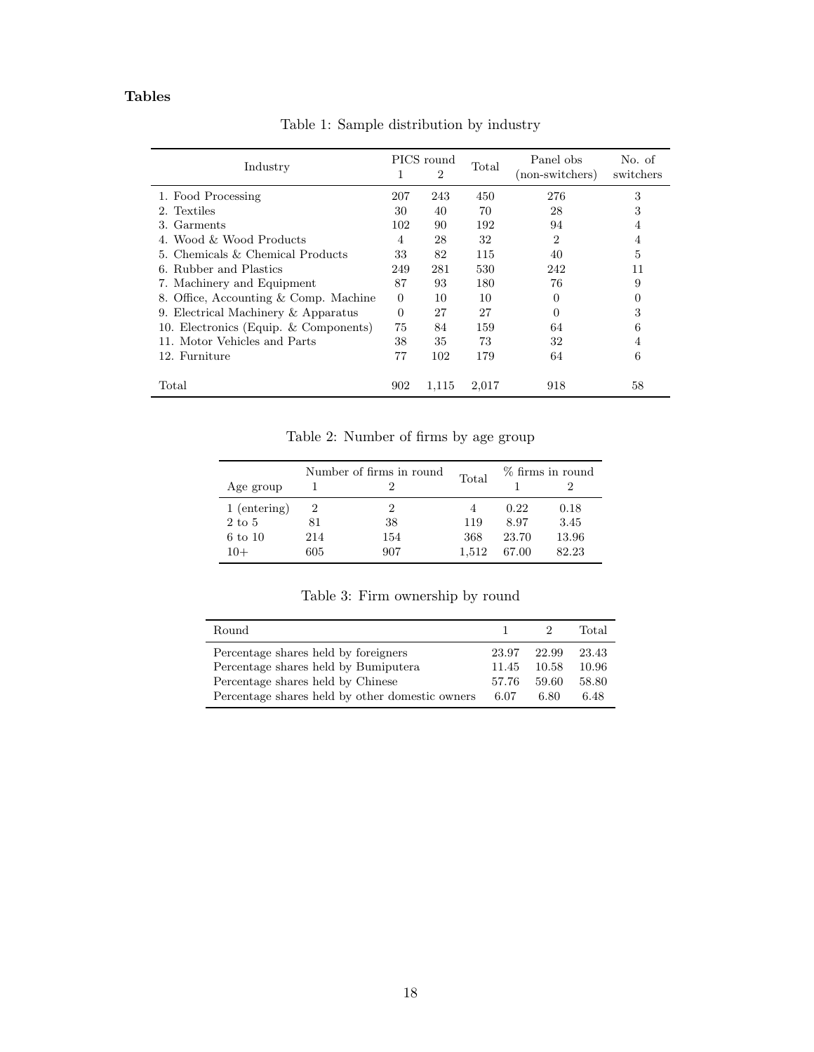**Tables**

Table 1: Sample distribution by industry

| Industry | PICS round 1 | PICS round 2 | Total | Panel obs (non-switchers) | No. of switchers |
|---|---|---|---|---|---|
| 1. Food Processing | 207 | 243 | 450 | 276 | 3 |
| 2. Textiles | 30 | 40 | 70 | 28 | 3 |
| 3. Garments | 102 | 90 | 192 | 94 | 4 |
| 4. Wood & Wood Products | 4 | 28 | 32 | 2 | 4 |
| 5. Chemicals & Chemical Products | 33 | 82 | 115 | 40 | 5 |
| 6. Rubber and Plastics | 249 | 281 | 530 | 242 | 11 |
| 7. Machinery and Equipment | 87 | 93 | 180 | 76 | 9 |
| 8. Office, Accounting & Comp. Machine | 0 | 10 | 10 | 0 | 0 |
| 9. Electrical Machinery & Apparatus | 0 | 27 | 27 | 0 | 3 |
| 10. Electronics (Equip. & Components) | 75 | 84 | 159 | 64 | 6 |
| 11. Motor Vehicles and Parts | 38 | 35 | 73 | 32 | 4 |
| 12. Furniture | 77 | 102 | 179 | 64 | 6 |
| Total | 902 | 1,115 | 2,017 | 918 | 58 |

Table 2: Number of firms by age group

| Age group | Number of firms in round 1 | Number of firms in round 2 | Total | % firms in round 1 | % firms in round 2 |
|---|---|---|---|---|---|
| 1 (entering) | 2 | 2 | 4 | 0.22 | 0.18 |
| 2 to 5 | 81 | 38 | 119 | 8.97 | 3.45 |
| 6 to 10 | 214 | 154 | 368 | 23.70 | 13.96 |
| 10+ | 605 | 907 | 1,512 | 67.00 | 82.23 |

Table 3: Firm ownership by round

| Round | 1 | 2 | Total |
|---|---|---|---|
| Percentage shares held by foreigners | 23.97 | 22.99 | 23.43 |
| Percentage shares held by Bumiputera | 11.45 | 10.58 | 10.96 |
| Percentage shares held by Chinese | 57.76 | 59.60 | 58.80 |
| Percentage shares held by other domestic owners | 6.07 | 6.80 | 6.48 |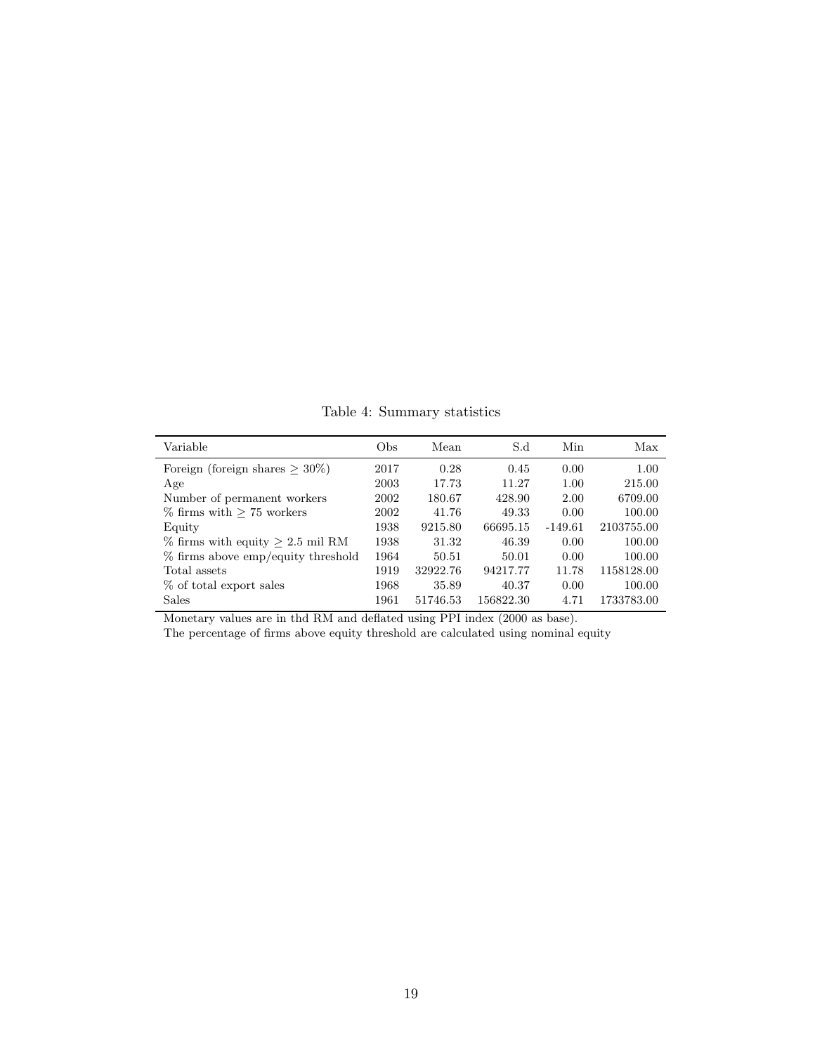Table 4: Summary statistics

| Variable | Obs | Mean | S.d | Min | Max |
|---|---|---|---|---|---|
| Foreign (foreign shares $\geq$ 30%) | 2017 | 0.28 | 0.45 | 0.00 | 1.00 |
| Age | 2003 | 17.73 | 11.27 | 1.00 | 215.00 |
| Number of permanent workers | 2002 | 180.67 | 428.90 | 2.00 | 6709.00 |
| % firms with $\geq$ 75 workers | 2002 | 41.76 | 49.33 | 0.00 | 100.00 |
| Equity | 1938 | 9215.80 | 66695.15 | -149.61 | 2103755.00 |
| % firms with equity $\geq$ 2.5 mil RM | 1938 | 31.32 | 46.39 | 0.00 | 100.00 |
| % firms above emp/equity threshold | 1964 | 50.51 | 50.01 | 0.00 | 100.00 |
| Total assets | 1919 | 32922.76 | 94217.77 | 11.78 | 1158128.00 |
| % of total export sales | 1968 | 35.89 | 40.37 | 0.00 | 100.00 |
| Sales | 1961 | 51746.53 | 156822.30 | 4.71 | 1733783.00 |

Monetary values are in thd RM and deflated using PPI index (2000 as base).
The percentage of firms above equity threshold are calculated using nominal equity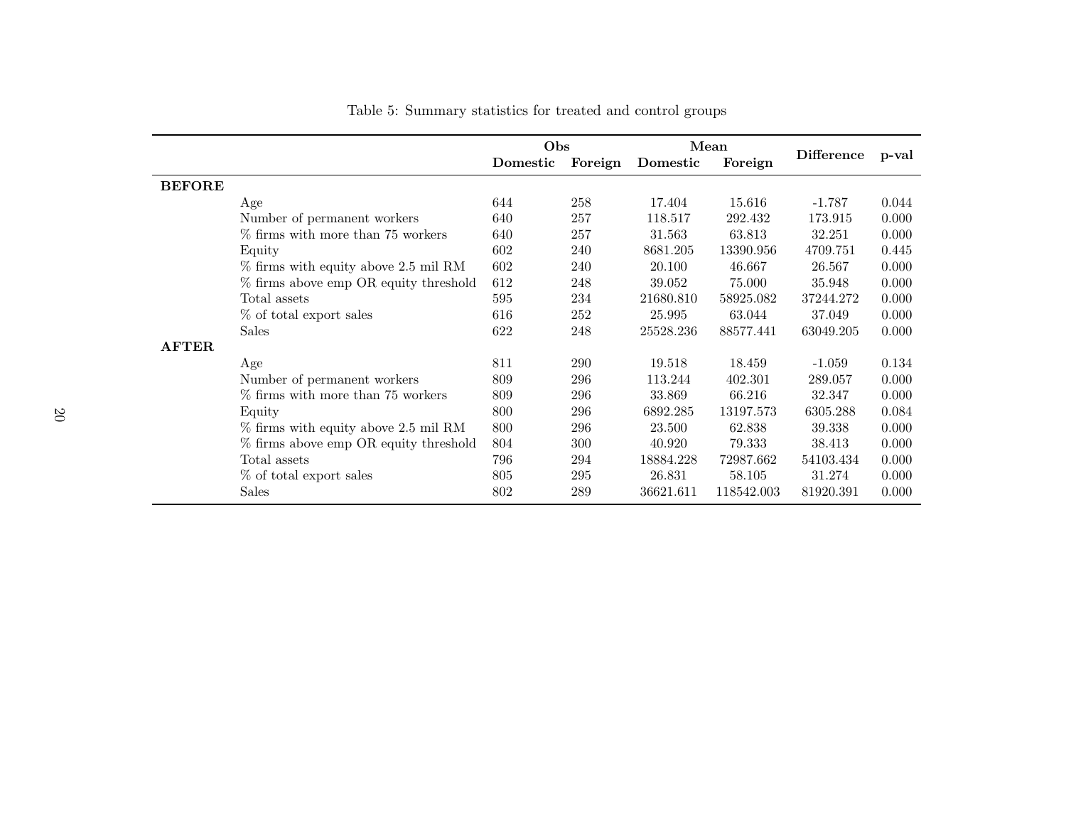Table 5: Summary statistics for treated and control groups

| | | Obs | | Mean | | Difference | p-val |
|---|---|---|---|---|---|---|---|
| | | Domestic | Foreign | Domestic | Foreign | | |
| **BEFORE** | | | | | | | |
| | Age | 644 | 258 | 17.404 | 15.616 | -1.787 | 0.044 |
| | Number of permanent workers | 640 | 257 | 118.517 | 292.432 | 173.915 | 0.000 |
| | % firms with more than 75 workers | 640 | 257 | 31.563 | 63.813 | 32.251 | 0.000 |
| | Equity | 602 | 240 | 8681.205 | 13390.956 | 4709.751 | 0.445 |
| | % firms with equity above 2.5 mil RM | 602 | 240 | 20.100 | 46.667 | 26.567 | 0.000 |
| | % firms above emp OR equity threshold | 612 | 248 | 39.052 | 75.000 | 35.948 | 0.000 |
| | Total assets | 595 | 234 | 21680.810 | 58925.082 | 37244.272 | 0.000 |
| | % of total export sales | 616 | 252 | 25.995 | 63.044 | 37.049 | 0.000 |
| | Sales | 622 | 248 | 25528.236 | 88577.441 | 63049.205 | 0.000 |
| **AFTER** | | | | | | | |
| | Age | 811 | 290 | 19.518 | 18.459 | -1.059 | 0.134 |
| | Number of permanent workers | 809 | 296 | 113.244 | 402.301 | 289.057 | 0.000 |
| | % firms with more than 75 workers | 809 | 296 | 33.869 | 66.216 | 32.347 | 0.000 |
| | Equity | 800 | 296 | 6892.285 | 13197.573 | 6305.288 | 0.084 |
| | % firms with equity above 2.5 mil RM | 800 | 296 | 23.500 | 62.838 | 39.338 | 0.000 |
| | % firms above emp OR equity threshold | 804 | 300 | 40.920 | 79.333 | 38.413 | 0.000 |
| | Total assets | 796 | 294 | 18884.228 | 72987.662 | 54103.434 | 0.000 |
| | % of total export sales | 805 | 295 | 26.831 | 58.105 | 31.274 | 0.000 |
| | Sales | 802 | 289 | 36621.611 | 118542.003 | 81920.391 | 0.000 |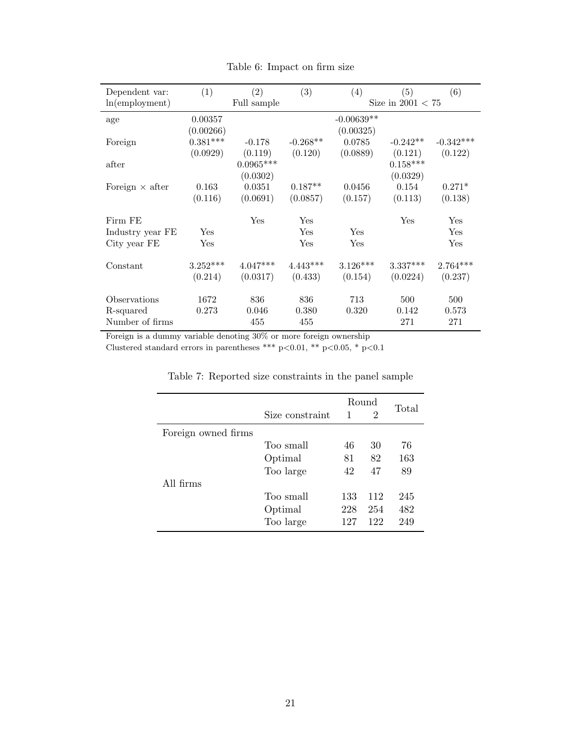Table 6: Impact on firm size

| Dependent var: ln(employment) | (1) | (2) Full sample | (3) | (4) | (5) Size in 2001 < 75 | (6) |
|---|---|---|---|---|---|---|
| age | 0.00357 | | | -0.00639** | | |
| | (0.00266) | | | (0.00325) | | |
| Foreign | 0.381*** | -0.178 | -0.268** | 0.0785 | -0.242** | -0.342*** |
| | (0.0929) | (0.119) | (0.120) | (0.0889) | (0.121) | (0.122) |
| after | | 0.0965*** | | | 0.158*** | |
| | | (0.0302) | | | (0.0329) | |
| Foreign × after | 0.163 | 0.0351 | 0.187** | 0.0456 | 0.154 | 0.271* |
| | (0.116) | (0.0691) | (0.0857) | (0.157) | (0.113) | (0.138) |
| Firm FE | | Yes | Yes | | Yes | Yes |
| Industry year FE | Yes | | Yes | Yes | | Yes |
| City year FE | Yes | | Yes | Yes | | Yes |
| Constant | 3.252*** | 4.047*** | 4.443*** | 3.126*** | 3.337*** | 2.764*** |
| | (0.214) | (0.0317) | (0.433) | (0.154) | (0.0224) | (0.237) |
| Observations | 1672 | 836 | 836 | 713 | 500 | 500 |
| R-squared | 0.273 | 0.046 | 0.380 | 0.320 | 0.142 | 0.573 |
| Number of firms | | 455 | 455 | | 271 | 271 |

Foreign is a dummy variable denoting 30% or more foreign ownership

Clustered standard errors in parentheses *** p<0.01, ** p<0.05, * p<0.1

Table 7: Reported size constraints in the panel sample

| | Size constraint | Round 1 | Round 2 | Total |
|---|---|---|---|---|
| Foreign owned firms | | | | |
| | Too small | 46 | 30 | 76 |
| | Optimal | 81 | 82 | 163 |
| | Too large | 42 | 47 | 89 |
| All firms | | | | |
| | Too small | 133 | 112 | 245 |
| | Optimal | 228 | 254 | 482 |
| | Too large | 127 | 122 | 249 |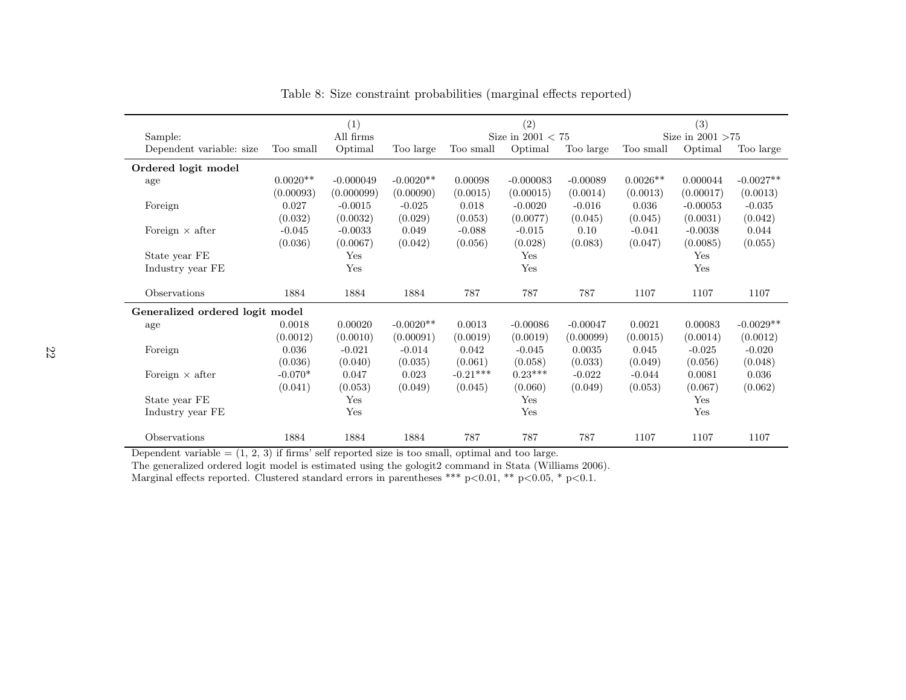Table 8: Size constraint probabilities (marginal effects reported)

| | | (1) | | | (2) | | | (3) | |
|---|---|---|---|---|---|---|---|---|---|
| Sample: | | All firms | | | Size in 2001 < 75 | | | Size in 2001 >75 | |
| Dependent variable: size | Too small | Optimal | Too large | Too small | Optimal | Too large | Too small | Optimal | Too large |
| **Ordered logit model** | | | | | | | | | |
| age | 0.0020** | -0.000049 | -0.0020** | 0.00098 | -0.000083 | -0.00089 | 0.0026** | 0.000044 | -0.0027** |
| | (0.00093) | (0.000099) | (0.00090) | (0.0015) | (0.00015) | (0.0014) | (0.0013) | (0.00017) | (0.0013) |
| Foreign | 0.027 | -0.0015 | -0.025 | 0.018 | -0.0020 | -0.016 | 0.036 | -0.00053 | -0.035 |
| | (0.032) | (0.0032) | (0.029) | (0.053) | (0.0077) | (0.045) | (0.045) | (0.0031) | (0.042) |
| Foreign × after | -0.045 | -0.0033 | 0.049 | -0.088 | -0.015 | 0.10 | -0.041 | -0.0038 | 0.044 |
| | (0.036) | (0.0067) | (0.042) | (0.056) | (0.028) | (0.083) | (0.047) | (0.0085) | (0.055) |
| State year FE | | Yes | | | Yes | | | Yes | |
| Industry year FE | | Yes | | | Yes | | | Yes | |
| Observations | 1884 | 1884 | 1884 | 787 | 787 | 787 | 1107 | 1107 | 1107 |
| **Generalized ordered logit model** | | | | | | | | | |
| age | 0.0018 | 0.00020 | -0.0020** | 0.0013 | -0.00086 | -0.00047 | 0.0021 | 0.00083 | -0.0029** |
| | (0.0012) | (0.0010) | (0.00091) | (0.0019) | (0.0019) | (0.00099) | (0.0015) | (0.0014) | (0.0012) |
| Foreign | 0.036 | -0.021 | -0.014 | 0.042 | -0.045 | 0.0035 | 0.045 | -0.025 | -0.020 |
| | (0.036) | (0.040) | (0.035) | (0.061) | (0.058) | (0.033) | (0.049) | (0.056) | (0.048) |
| Foreign × after | -0.070* | 0.047 | 0.023 | -0.21*** | 0.23*** | -0.022 | -0.044 | 0.0081 | 0.036 |
| | (0.041) | (0.053) | (0.049) | (0.045) | (0.060) | (0.049) | (0.053) | (0.067) | (0.062) |
| State year FE | | Yes | | | Yes | | | Yes | |
| Industry year FE | | Yes | | | Yes | | | Yes | |
| Observations | 1884 | 1884 | 1884 | 787 | 787 | 787 | 1107 | 1107 | 1107 |

Dependent variable = (1, 2, 3) if firms' self reported size is too small, optimal and too large.
The generalized ordered logit model is estimated using the gologit2 command in Stata (Williams 2006).
Marginal effects reported. Clustered standard errors in parentheses *** $p<0.01$, ** $p<0.05$, * $p<0.1$.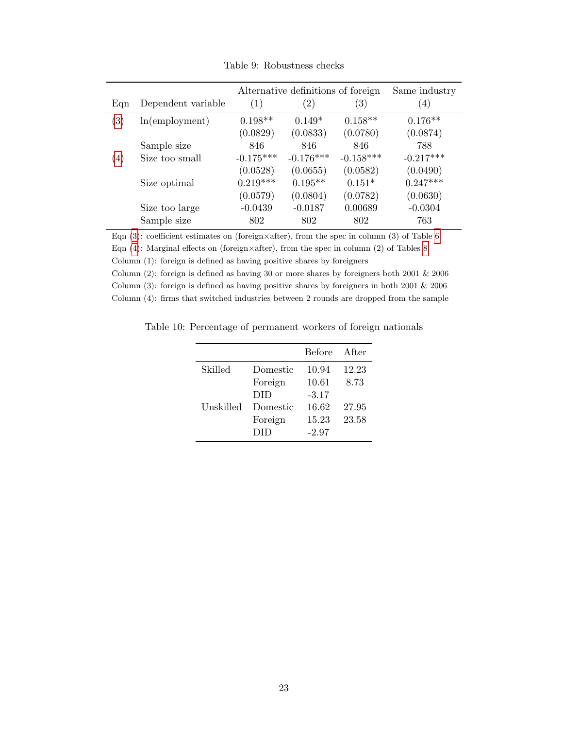Table 9: Robustness checks

| Eqn | Dependent variable | Alternative definitions of foreign (1) | (2) | (3) | Same industry (4) |
|---|---|---|---|---|---|
| (3) | ln(employment) | 0.198** | 0.149* | 0.158** | 0.176** |
| | | (0.0829) | (0.0833) | (0.0780) | (0.0874) |
| | Sample size | 846 | 846 | 846 | 788 |
| (4) | Size too small | -0.175*** | -0.176*** | -0.158*** | -0.217*** |
| | | (0.0528) | (0.0655) | (0.0582) | (0.0490) |
| | Size optimal | 0.219*** | 0.195** | 0.151* | 0.247*** |
| | | (0.0579) | (0.0804) | (0.0782) | (0.0630) |
| | Size too large | -0.0439 | -0.0187 | 0.00689 | -0.0304 |
| | Sample size | 802 | 802 | 802 | 763 |

Eqn (3): coefficient estimates on (foreign×after), from the spec in column (3) of Table 6
Eqn (4): Marginal effects on (foreign×after), from the spec in column (2) of Tables 8
Column (1): foreign is defined as having positive shares by foreigners
Column (2): foreign is defined as having 30 or more shares by foreigners both 2001 & 2006
Column (3): foreign is defined as having positive shares by foreigners in both 2001 & 2006
Column (4): firms that switched industries between 2 rounds are dropped from the sample

Table 10: Percentage of permanent workers of foreign nationals

| | | Before | After |
|---|---|---|---|
| Skilled | Domestic | 10.94 | 12.23 |
| | Foreign | 10.61 | 8.73 |
| | DID | -3.17 | |
| Unskilled | Domestic | 16.62 | 27.95 |
| | Foreign | 15.23 | 23.58 |
| | DID | -2.97 | |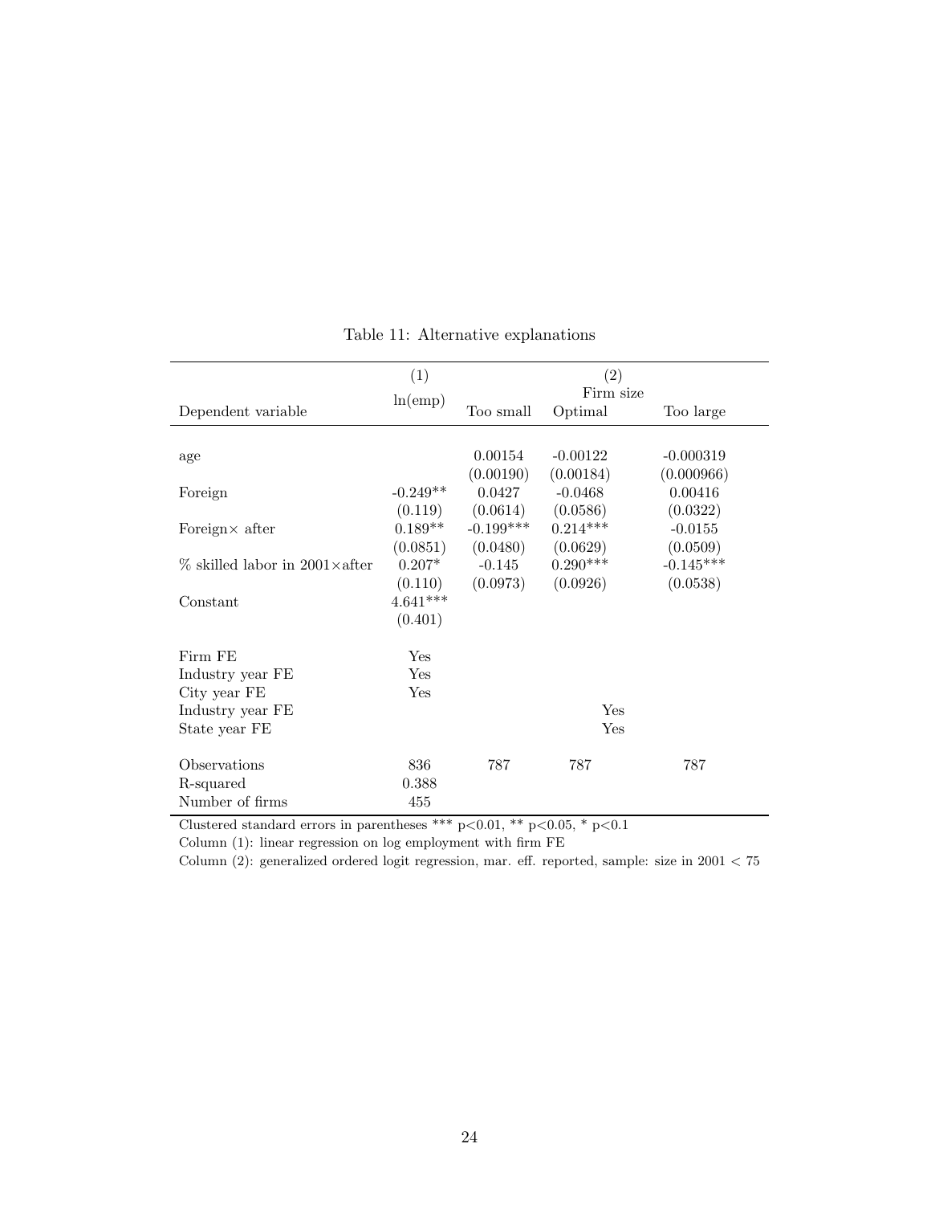Table 11: Alternative explanations

| | (1) | | (2) | |
|---|---|---|---|---|
| | ln(emp) | | Firm size | |
| Dependent variable | | Too small | Optimal | Too large |
| age | | 0.00154 | -0.00122 | -0.000319 |
| | | (0.00190) | (0.00184) | (0.000966) |
| Foreign | -0.249** | 0.0427 | -0.0468 | 0.00416 |
| | (0.119) | (0.0614) | (0.0586) | (0.0322) |
| Foreign× after | 0.189** | -0.199*** | 0.214*** | -0.0155 |
| | (0.0851) | (0.0480) | (0.0629) | (0.0509) |
| % skilled labor in 2001×after | 0.207* | -0.145 | 0.290*** | -0.145*** |
| | (0.110) | (0.0973) | (0.0926) | (0.0538) |
| Constant | 4.641*** | | | |
| | (0.401) | | | |
| Firm FE | Yes | | | |
| Industry year FE | Yes | | | |
| City year FE | Yes | | | |
| Industry year FE | | | Yes | |
| State year FE | | | Yes | |
| Observations | 836 | 787 | 787 | 787 |
| R-squared | 0.388 | | | |
| Number of firms | 455 | | | |

Clustered standard errors in parentheses *** p<0.01, ** p<0.05, * p<0.1

Column (1): linear regression on log employment with firm FE

Column (2): generalized ordered logit regression, mar. eff. reported, sample: size in 2001 < 75